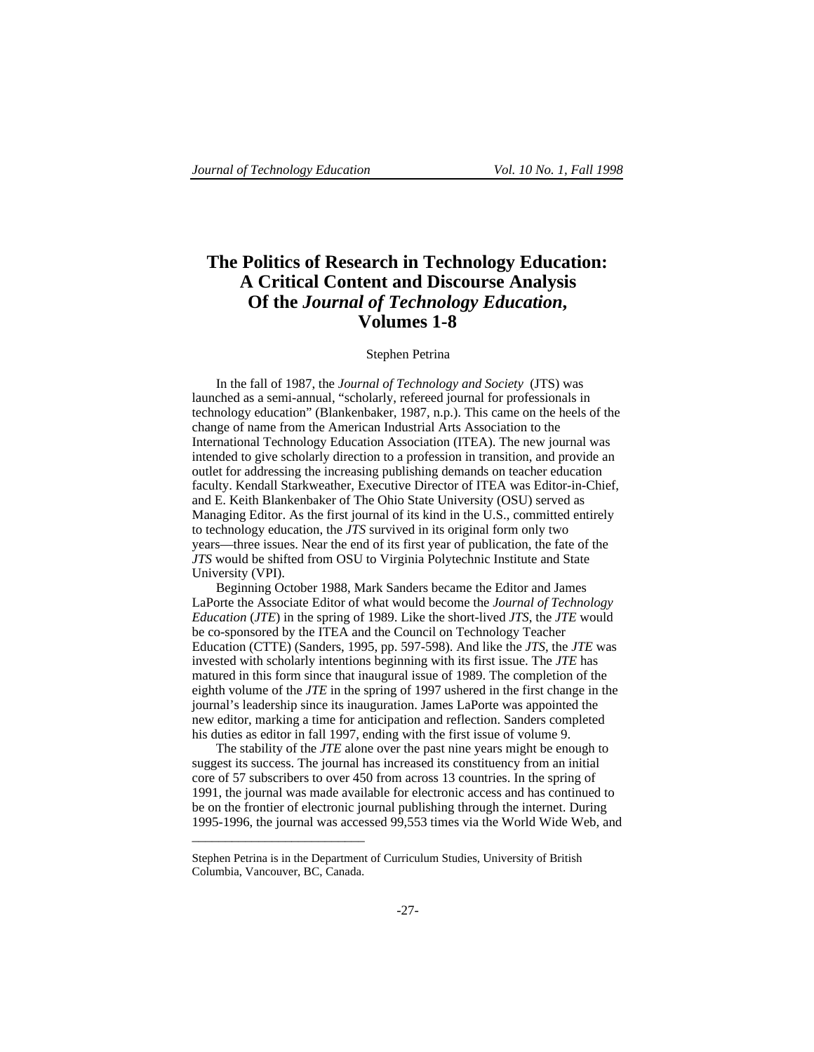# The Politics of Research in Technology Education: A Critical Content and Discourse Analysis Of the *Journal of Technology Education*, Volumes 1-8

Stephen Petrina

In the fall of 1987, the *Journal of Technology and Society* (JTS) was launched as a semi-annual, "scholarly, refereed journal for professionals in technology education" (Blankenbaker, 1987, n.p.). This came on the heels of the change of name from the American Industrial Arts Association to the International Technology Education Association (ITEA). The new journal was intended to give scholarly direction to a profession in transition, and provide an outlet for addressing the increasing publishing demands on teacher education faculty. Kendall Starkweather, Executive Director of ITEA was Editor-in-Chief, and E. Keith Blankenbaker of The Ohio State University (OSU) served as Managing Editor. As the first journal of its kind in the U.S., committed entirely to technology education, the *JTS* survived in its original form only two years—three issues. Near the end of its first year of publication, the fate of the *JTS* would be shifted from OSU to Virginia Polytechnic Institute and State University (VPI).

Beginning October 1988, Mark Sanders became the Editor and James LaPorte the Associate Editor of what would become the *Journal of Technology Education* (*JTE*) in the spring of 1989. Like the short-lived *JTS*, the *JTE* would be co-sponsored by the ITEA and the Council on Technology Teacher Education (CTTE) (Sanders, 1995, pp. 597-598). And like the *JTS*, the *JTE* was invested with scholarly intentions beginning with its first issue. The *JTE* has matured in this form since that inaugural issue of 1989. The completion of the eighth volume of the *JTE* in the spring of 1997 ushered in the first change in the journal's leadership since its inauguration. James LaPorte was appointed the new editor, marking a time for anticipation and reflection. Sanders completed his duties as editor in fall 1997, ending with the first issue of volume 9.

The stability of the *JTE* alone over the past nine years might be enough to suggest its success. The journal has increased its constituency from an initial core of 57 subscribers to over 450 from across 13 countries. In the spring of 1991, the journal was made available for electronic access and has continued to be on the frontier of electronic journal publishing through the internet. During 1995-1996, the journal was accessed 99,553 times via the World Wide Web, and

---

Stephen Petrina is in the Department of Curriculum Studies, University of British Columbia, Vancouver, BC, Canada.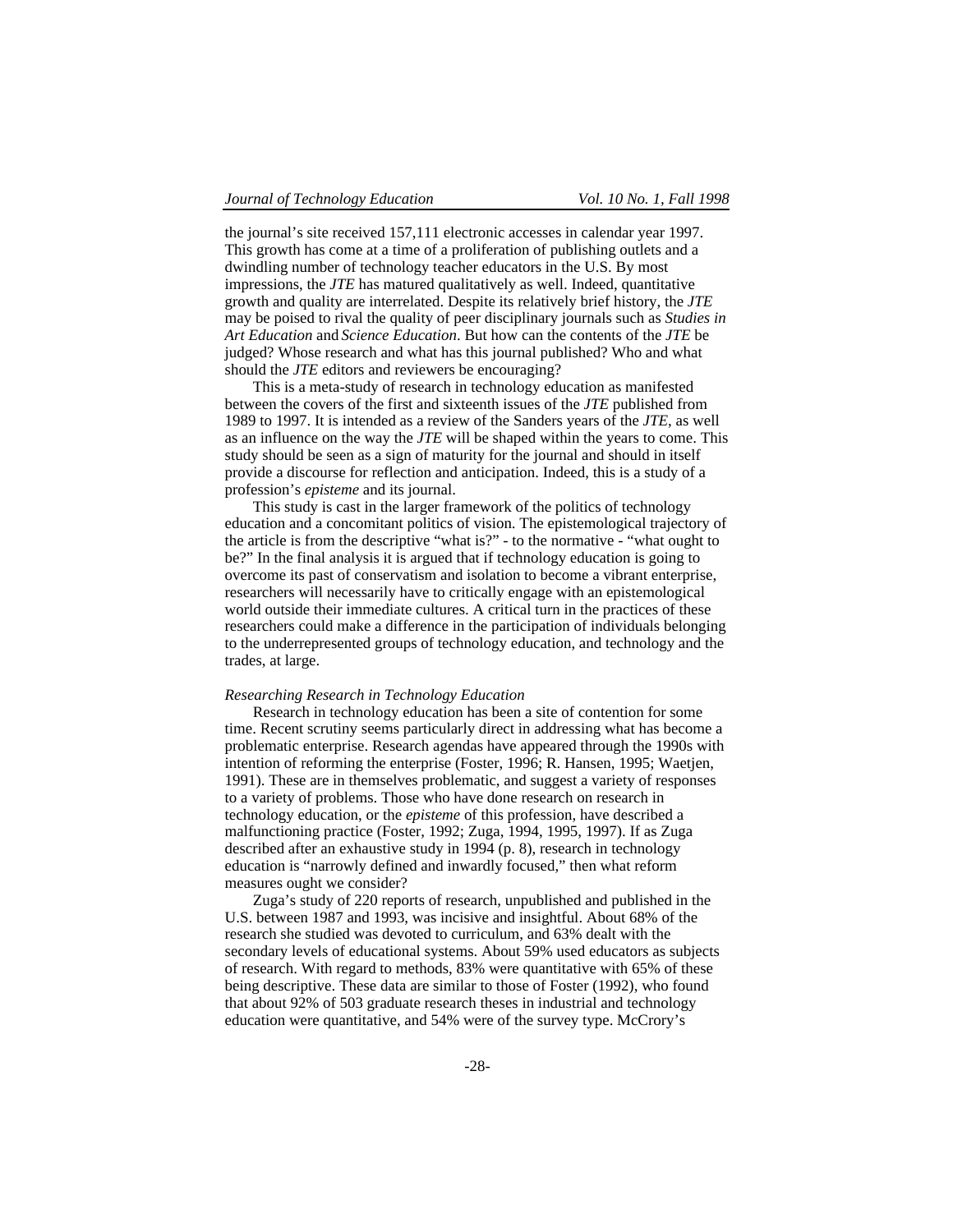the journal's site received 157,111 electronic accesses in calendar year 1997. This growth has come at a time of a proliferation of publishing outlets and a dwindling number of technology teacher educators in the U.S. By most impressions, the *JTE* has matured qualitatively as well. Indeed, quantitative growth and quality are interrelated. Despite its relatively brief history, the *JTE* may be poised to rival the quality of peer disciplinary journals such as *Studies in Art Education* and *Science Education*. But how can the contents of the *JTE* be judged? Whose research and what has this journal published? Who and what should the *JTE* editors and reviewers be encouraging?

This is a meta-study of research in technology education as manifested between the covers of the first and sixteenth issues of the *JTE* published from 1989 to 1997. It is intended as a review of the Sanders years of the *JTE*, as well as an influence on the way the *JTE* will be shaped within the years to come. This study should be seen as a sign of maturity for the journal and should in itself provide a discourse for reflection and anticipation. Indeed, this is a study of a profession's *episteme* and its journal.

This study is cast in the larger framework of the politics of technology education and a concomitant politics of vision. The epistemological trajectory of the article is from the descriptive "what is?" - to the normative - "what ought to be?" In the final analysis it is argued that if technology education is going to overcome its past of conservatism and isolation to become a vibrant enterprise, researchers will necessarily have to critically engage with an epistemological world outside their immediate cultures. A critical turn in the practices of these researchers could make a difference in the participation of individuals belonging to the underrepresented groups of technology education, and technology and the trades, at large.

*Researching Research in Technology Education*

Research in technology education has been a site of contention for some time. Recent scrutiny seems particularly direct in addressing what has become a problematic enterprise. Research agendas have appeared through the 1990s with intention of reforming the enterprise (Foster, 1996; R. Hansen, 1995; Waetjen, 1991). These are in themselves problematic, and suggest a variety of responses to a variety of problems. Those who have done research on research in technology education, or the *episteme* of this profession, have described a malfunctioning practice (Foster, 1992; Zuga, 1994, 1995, 1997). If as Zuga described after an exhaustive study in 1994 (p. 8), research in technology education is "narrowly defined and inwardly focused," then what reform measures ought we consider?

Zuga's study of 220 reports of research, unpublished and published in the U.S. between 1987 and 1993, was incisive and insightful. About 68% of the research she studied was devoted to curriculum, and 63% dealt with the secondary levels of educational systems. About 59% used educators as subjects of research. With regard to methods, 83% were quantitative with 65% of these being descriptive. These data are similar to those of Foster (1992), who found that about 92% of 503 graduate research theses in industrial and technology education were quantitative, and 54% were of the survey type. McCrory's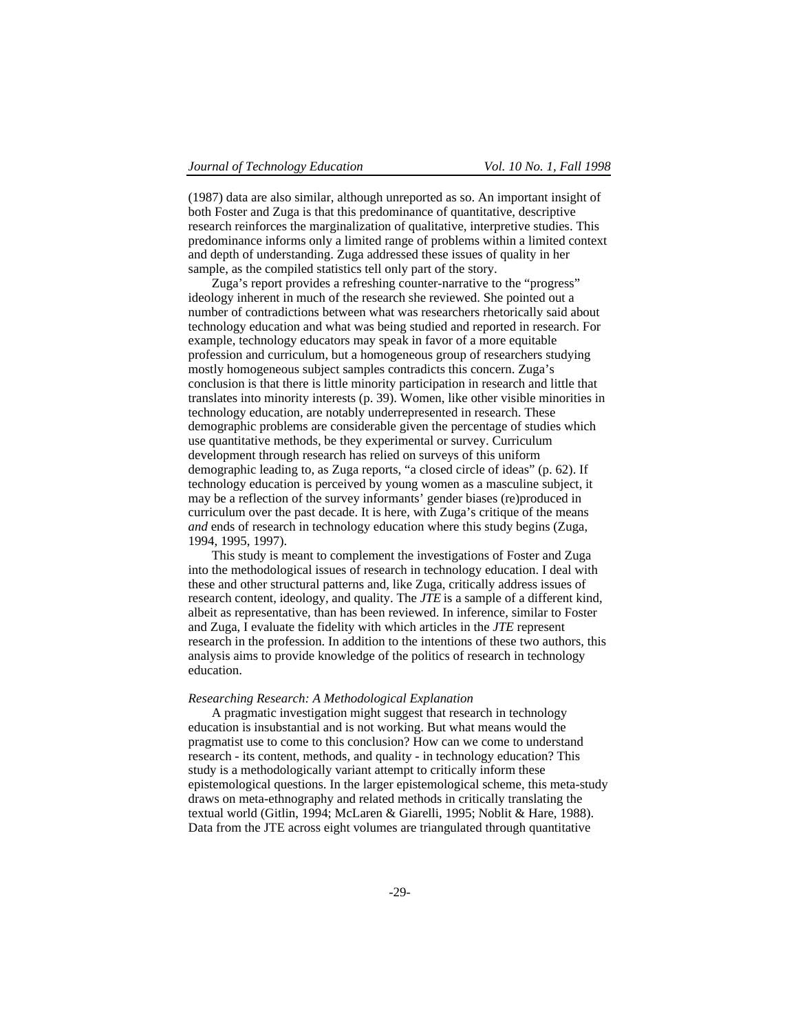(1987) data are also similar, although unreported as so. An important insight of both Foster and Zuga is that this predominance of quantitative, descriptive research reinforces the marginalization of qualitative, interpretive studies. This predominance informs only a limited range of problems within a limited context and depth of understanding. Zuga addressed these issues of quality in her sample, as the compiled statistics tell only part of the story.

Zuga's report provides a refreshing counter-narrative to the "progress" ideology inherent in much of the research she reviewed. She pointed out a number of contradictions between what was researchers rhetorically said about technology education and what was being studied and reported in research. For example, technology educators may speak in favor of a more equitable profession and curriculum, but a homogeneous group of researchers studying mostly homogeneous subject samples contradicts this concern. Zuga's conclusion is that there is little minority participation in research and little that translates into minority interests (p. 39). Women, like other visible minorities in technology education, are notably underrepresented in research. These demographic problems are considerable given the percentage of studies which use quantitative methods, be they experimental or survey. Curriculum development through research has relied on surveys of this uniform demographic leading to, as Zuga reports, "a closed circle of ideas" (p. 62). If technology education is perceived by young women as a masculine subject, it may be a reflection of the survey informants' gender biases (re)produced in curriculum over the past decade. It is here, with Zuga's critique of the means *and* ends of research in technology education where this study begins (Zuga, 1994, 1995, 1997).

This study is meant to complement the investigations of Foster and Zuga into the methodological issues of research in technology education. I deal with these and other structural patterns and, like Zuga, critically address issues of research content, ideology, and quality. The *JTE* is a sample of a different kind, albeit as representative, than has been reviewed. In inference, similar to Foster and Zuga, I evaluate the fidelity with which articles in the *JTE* represent research in the profession. In addition to the intentions of these two authors, this analysis aims to provide knowledge of the politics of research in technology education.

*Researching Research: A Methodological Explanation*

A pragmatic investigation might suggest that research in technology education is insubstantial and is not working. But what means would the pragmatist use to come to this conclusion? How can we come to understand research - its content, methods, and quality - in technology education? This study is a methodologically variant attempt to critically inform these epistemological questions. In the larger epistemological scheme, this meta-study draws on meta-ethnography and related methods in critically translating the textual world (Gitlin, 1994; McLaren & Giarelli, 1995; Noblit & Hare, 1988). Data from the JTE across eight volumes are triangulated through quantitative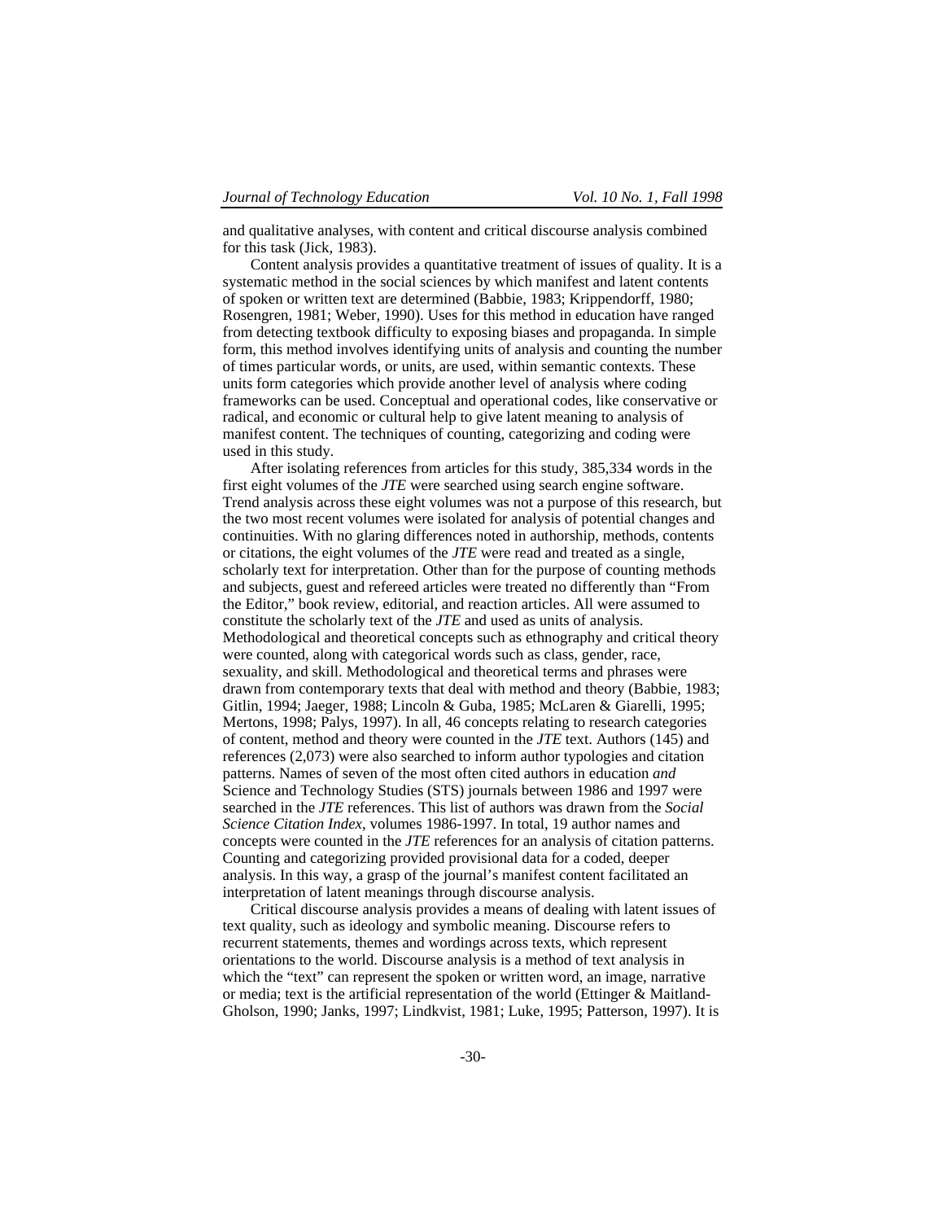and qualitative analyses, with content and critical discourse analysis combined for this task (Jick, 1983).

Content analysis provides a quantitative treatment of issues of quality. It is a systematic method in the social sciences by which manifest and latent contents of spoken or written text are determined (Babbie, 1983; Krippendorff, 1980; Rosengren, 1981; Weber, 1990). Uses for this method in education have ranged from detecting textbook difficulty to exposing biases and propaganda. In simple form, this method involves identifying units of analysis and counting the number of times particular words, or units, are used, within semantic contexts. These units form categories which provide another level of analysis where coding frameworks can be used. Conceptual and operational codes, like conservative or radical, and economic or cultural help to give latent meaning to analysis of manifest content. The techniques of counting, categorizing and coding were used in this study.

After isolating references from articles for this study, 385,334 words in the first eight volumes of the *JTE* were searched using search engine software. Trend analysis across these eight volumes was not a purpose of this research, but the two most recent volumes were isolated for analysis of potential changes and continuities. With no glaring differences noted in authorship, methods, contents or citations, the eight volumes of the *JTE* were read and treated as a single, scholarly text for interpretation. Other than for the purpose of counting methods and subjects, guest and refereed articles were treated no differently than "From the Editor," book review, editorial, and reaction articles. All were assumed to constitute the scholarly text of the *JTE* and used as units of analysis. Methodological and theoretical concepts such as ethnography and critical theory were counted, along with categorical words such as class, gender, race, sexuality, and skill. Methodological and theoretical terms and phrases were drawn from contemporary texts that deal with method and theory (Babbie, 1983; Gitlin, 1994; Jaeger, 1988; Lincoln & Guba, 1985; McLaren & Giarelli, 1995; Mertons, 1998; Palys, 1997). In all, 46 concepts relating to research categories of content, method and theory were counted in the *JTE* text. Authors (145) and references (2,073) were also searched to inform author typologies and citation patterns. Names of seven of the most often cited authors in education *and* Science and Technology Studies (STS) journals between 1986 and 1997 were searched in the *JTE* references. This list of authors was drawn from the *Social Science Citation Index*, volumes 1986-1997. In total, 19 author names and concepts were counted in the *JTE* references for an analysis of citation patterns. Counting and categorizing provided provisional data for a coded, deeper analysis. In this way, a grasp of the journal's manifest content facilitated an interpretation of latent meanings through discourse analysis.

Critical discourse analysis provides a means of dealing with latent issues of text quality, such as ideology and symbolic meaning. Discourse refers to recurrent statements, themes and wordings across texts, which represent orientations to the world. Discourse analysis is a method of text analysis in which the "text" can represent the spoken or written word, an image, narrative or media; text is the artificial representation of the world (Ettinger & Maitland-Gholson, 1990; Janks, 1997; Lindkvist, 1981; Luke, 1995; Patterson, 1997). It is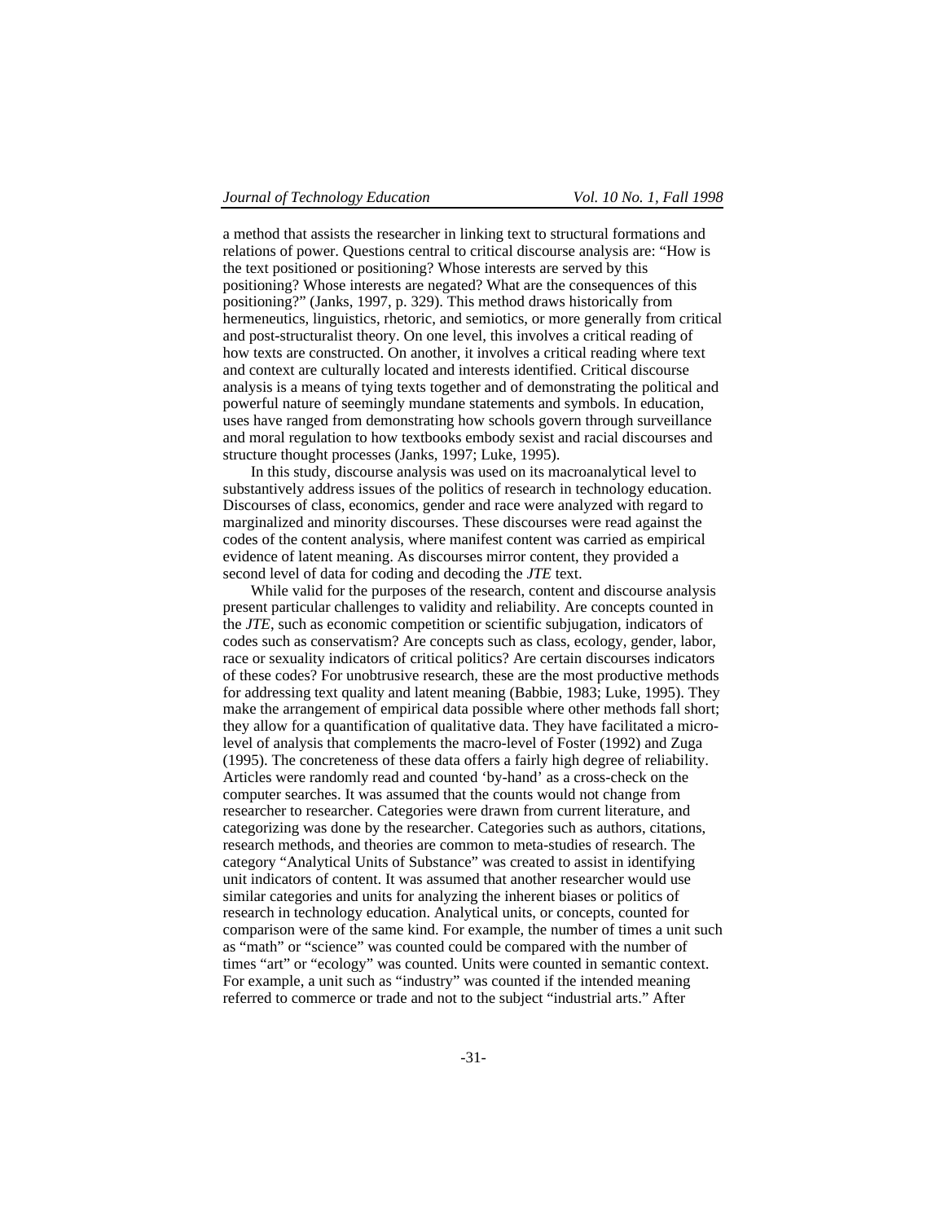a method that assists the researcher in linking text to structural formations and relations of power. Questions central to critical discourse analysis are: "How is the text positioned or positioning? Whose interests are served by this positioning? Whose interests are negated? What are the consequences of this positioning?" (Janks, 1997, p. 329). This method draws historically from hermeneutics, linguistics, rhetoric, and semiotics, or more generally from critical and post-structuralist theory. On one level, this involves a critical reading of how texts are constructed. On another, it involves a critical reading where text and context are culturally located and interests identified. Critical discourse analysis is a means of tying texts together and of demonstrating the political and powerful nature of seemingly mundane statements and symbols. In education, uses have ranged from demonstrating how schools govern through surveillance and moral regulation to how textbooks embody sexist and racial discourses and structure thought processes (Janks, 1997; Luke, 1995).

In this study, discourse analysis was used on its macroanalytical level to substantively address issues of the politics of research in technology education. Discourses of class, economics, gender and race were analyzed with regard to marginalized and minority discourses. These discourses were read against the codes of the content analysis, where manifest content was carried as empirical evidence of latent meaning. As discourses mirror content, they provided a second level of data for coding and decoding the *JTE* text.

While valid for the purposes of the research, content and discourse analysis present particular challenges to validity and reliability. Are concepts counted in the *JTE*, such as economic competition or scientific subjugation, indicators of codes such as conservatism? Are concepts such as class, ecology, gender, labor, race or sexuality indicators of critical politics? Are certain discourses indicators of these codes? For unobtrusive research, these are the most productive methods for addressing text quality and latent meaning (Babbie, 1983; Luke, 1995). They make the arrangement of empirical data possible where other methods fall short; they allow for a quantification of qualitative data. They have facilitated a micro-level of analysis that complements the macro-level of Foster (1992) and Zuga (1995). The concreteness of these data offers a fairly high degree of reliability. Articles were randomly read and counted 'by-hand' as a cross-check on the computer searches. It was assumed that the counts would not change from researcher to researcher. Categories were drawn from current literature, and categorizing was done by the researcher. Categories such as authors, citations, research methods, and theories are common to meta-studies of research. The category "Analytical Units of Substance" was created to assist in identifying unit indicators of content. It was assumed that another researcher would use similar categories and units for analyzing the inherent biases or politics of research in technology education. Analytical units, or concepts, counted for comparison were of the same kind. For example, the number of times a unit such as "math" or "science" was counted could be compared with the number of times "art" or "ecology" was counted. Units were counted in semantic context. For example, a unit such as "industry" was counted if the intended meaning referred to commerce or trade and not to the subject "industrial arts." After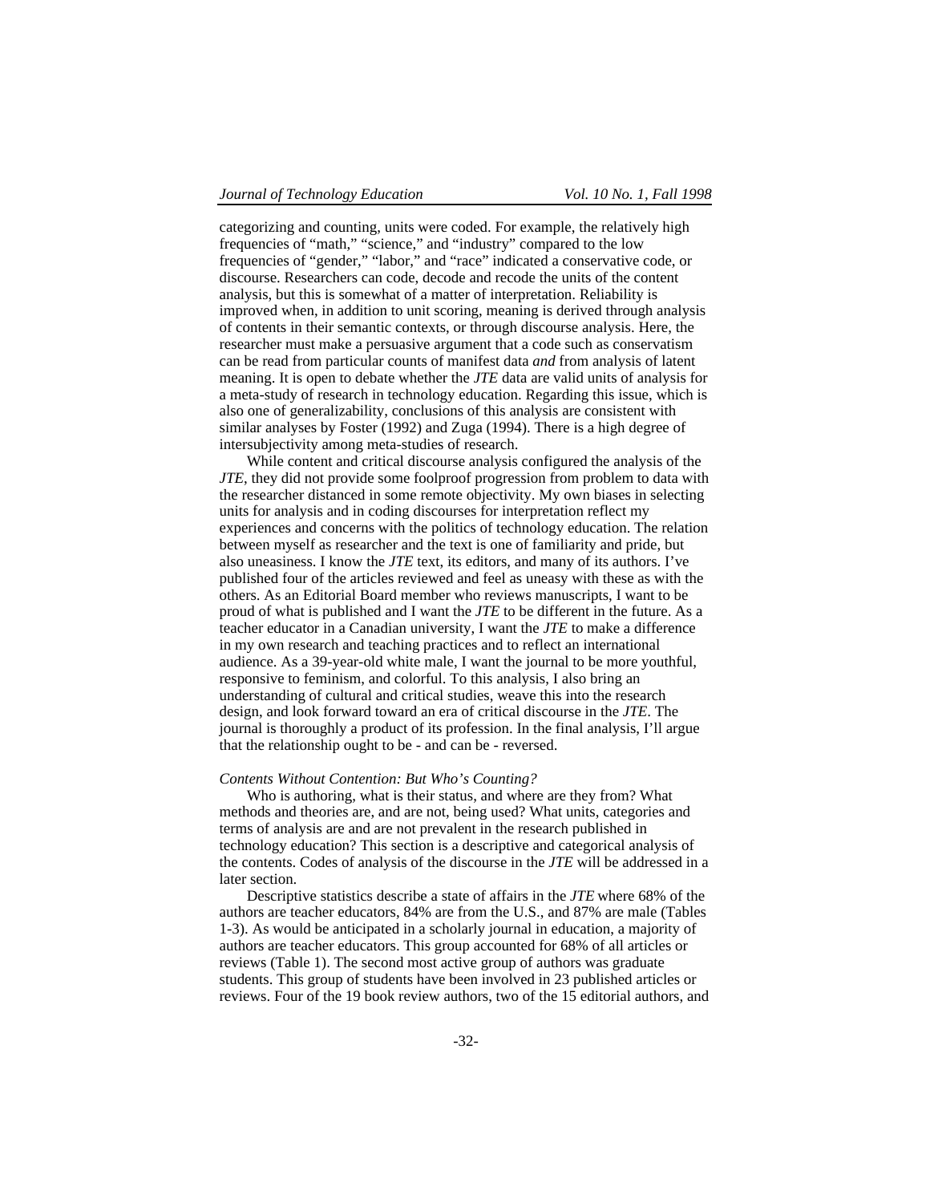categorizing and counting, units were coded. For example, the relatively high frequencies of "math," "science," and "industry" compared to the low frequencies of "gender," "labor," and "race" indicated a conservative code, or discourse. Researchers can code, decode and recode the units of the content analysis, but this is somewhat of a matter of interpretation. Reliability is improved when, in addition to unit scoring, meaning is derived through analysis of contents in their semantic contexts, or through discourse analysis. Here, the researcher must make a persuasive argument that a code such as conservatism can be read from particular counts of manifest data *and* from analysis of latent meaning. It is open to debate whether the *JTE* data are valid units of analysis for a meta-study of research in technology education. Regarding this issue, which is also one of generalizability, conclusions of this analysis are consistent with similar analyses by Foster (1992) and Zuga (1994). There is a high degree of intersubjectivity among meta-studies of research.

While content and critical discourse analysis configured the analysis of the *JTE*, they did not provide some foolproof progression from problem to data with the researcher distanced in some remote objectivity. My own biases in selecting units for analysis and in coding discourses for interpretation reflect my experiences and concerns with the politics of technology education. The relation between myself as researcher and the text is one of familiarity and pride, but also uneasiness. I know the *JTE* text, its editors, and many of its authors. I've published four of the articles reviewed and feel as uneasy with these as with the others. As an Editorial Board member who reviews manuscripts, I want to be proud of what is published and I want the *JTE* to be different in the future. As a teacher educator in a Canadian university, I want the *JTE* to make a difference in my own research and teaching practices and to reflect an international audience. As a 39-year-old white male, I want the journal to be more youthful, responsive to feminism, and colorful. To this analysis, I also bring an understanding of cultural and critical studies, weave this into the research design, and look forward toward an era of critical discourse in the *JTE*. The journal is thoroughly a product of its profession. In the final analysis, I'll argue that the relationship ought to be - and can be - reversed.

### *Contents Without Contention: But Who's Counting?*

Who is authoring, what is their status, and where are they from? What methods and theories are, and are not, being used? What units, categories and terms of analysis are and are not prevalent in the research published in technology education? This section is a descriptive and categorical analysis of the contents. Codes of analysis of the discourse in the *JTE* will be addressed in a later section.

Descriptive statistics describe a state of affairs in the *JTE* where 68% of the authors are teacher educators, 84% are from the U.S., and 87% are male (Tables 1-3). As would be anticipated in a scholarly journal in education, a majority of authors are teacher educators. This group accounted for 68% of all articles or reviews (Table 1). The second most active group of authors was graduate students. This group of students have been involved in 23 published articles or reviews. Four of the 19 book review authors, two of the 15 editorial authors, and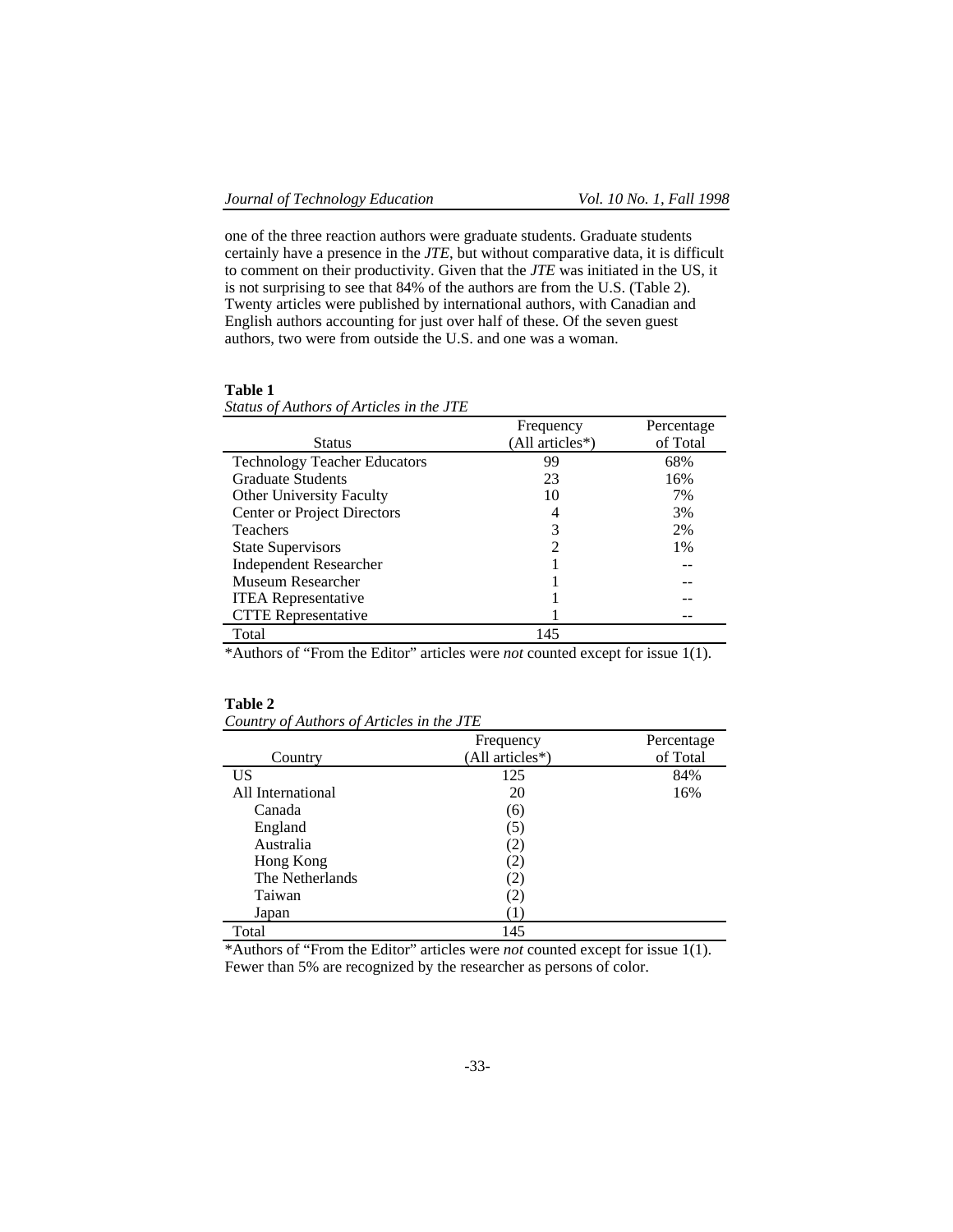one of the three reaction authors were graduate students. Graduate students certainly have a presence in the *JTE*, but without comparative data, it is difficult to comment on their productivity. Given that the *JTE* was initiated in the US, it is not surprising to see that 84% of the authors are from the U.S. (Table 2). Twenty articles were published by international authors, with Canadian and English authors accounting for just over half of these. Of the seven guest authors, two were from outside the U.S. and one was a woman.

**Table 1**
*Status of Authors of Articles in the JTE*

| Status | Frequency (All articles*) | Percentage of Total |
|---|---|---|
| Technology Teacher Educators | 99 | 68% |
| Graduate Students | 23 | 16% |
| Other University Faculty | 10 | 7% |
| Center or Project Directors | 4 | 3% |
| Teachers | 3 | 2% |
| State Supervisors | 2 | 1% |
| Independent Researcher | 1 | -- |
| Museum Researcher | 1 | -- |
| ITEA Representative | 1 | -- |
| CTTE Representative | 1 | -- |
| Total | 145 | |

*Authors of "From the Editor" articles were *not* counted except for issue 1(1).

**Table 2**
*Country of Authors of Articles in the JTE*

| Country | Frequency (All articles*) | Percentage of Total |
|---|---|---|
| US | 125 | 84% |
| All International | 20 | 16% |
| Canada | (6) | |
| England | (5) | |
| Australia | (2) | |
| Hong Kong | (2) | |
| The Netherlands | (2) | |
| Taiwan | (2) | |
| Japan | (1) | |
| Total | 145 | |

*Authors of "From the Editor" articles were *not* counted except for issue 1(1). Fewer than 5% are recognized by the researcher as persons of color.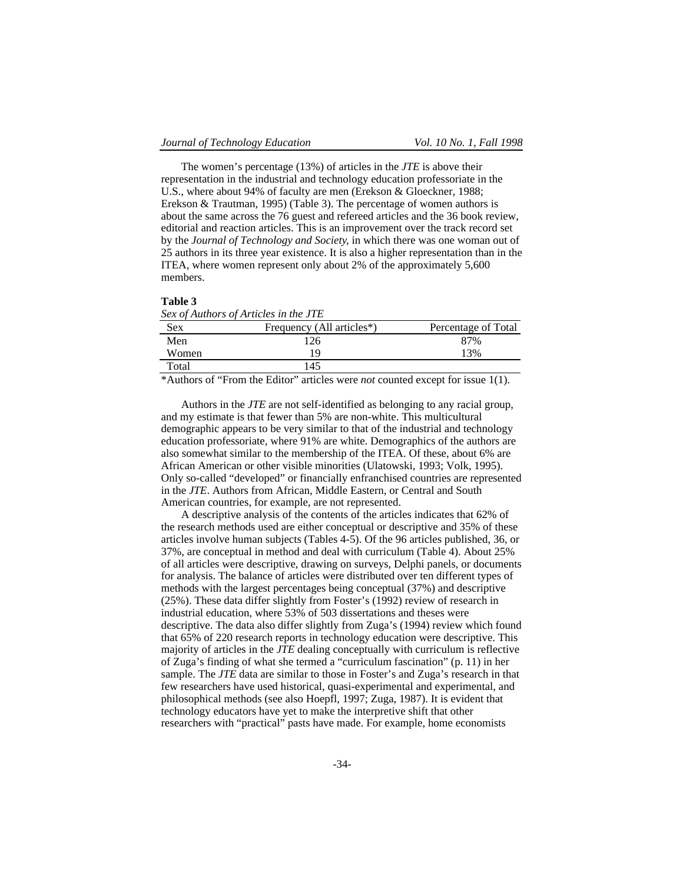The women's percentage (13%) of articles in the *JTE* is above their representation in the industrial and technology education professoriate in the U.S., where about 94% of faculty are men (Erekson & Gloeckner, 1988; Erekson & Trautman, 1995) (Table 3). The percentage of women authors is about the same across the 76 guest and refereed articles and the 36 book review, editorial and reaction articles. This is an improvement over the track record set by the *Journal of Technology and Society*, in which there was one woman out of 25 authors in its three year existence. It is also a higher representation than in the ITEA, where women represent only about 2% of the approximately 5,600 members.

**Table 3**

*Sex of Authors of Articles in the JTE*

| Sex | Frequency (All articles*) | Percentage of Total |
|---|---|---|
| Men | 126 | 87% |
| Women | 19 | 13% |
| Total | 145 | |

*Authors of "From the Editor" articles were *not* counted except for issue 1(1).

Authors in the *JTE* are not self-identified as belonging to any racial group, and my estimate is that fewer than 5% are non-white. This multicultural demographic appears to be very similar to that of the industrial and technology education professoriate, where 91% are white. Demographics of the authors are also somewhat similar to the membership of the ITEA. Of these, about 6% are African American or other visible minorities (Ulatowski, 1993; Volk, 1995). Only so-called "developed" or financially enfranchised countries are represented in the *JTE*. Authors from African, Middle Eastern, or Central and South American countries, for example, are not represented.

A descriptive analysis of the contents of the articles indicates that 62% of the research methods used are either conceptual or descriptive and 35% of these articles involve human subjects (Tables 4-5). Of the 96 articles published, 36, or 37%, are conceptual in method and deal with curriculum (Table 4). About 25% of all articles were descriptive, drawing on surveys, Delphi panels, or documents for analysis. The balance of articles were distributed over ten different types of methods with the largest percentages being conceptual (37%) and descriptive (25%). These data differ slightly from Foster's (1992) review of research in industrial education, where 53% of 503 dissertations and theses were descriptive. The data also differ slightly from Zuga's (1994) review which found that 65% of 220 research reports in technology education were descriptive. This majority of articles in the *JTE* dealing conceptually with curriculum is reflective of Zuga's finding of what she termed a "curriculum fascination" (p. 11) in her sample. The *JTE* data are similar to those in Foster's and Zuga's research in that few researchers have used historical, quasi-experimental and experimental, and philosophical methods (see also Hoepfl, 1997; Zuga, 1987). It is evident that technology educators have yet to make the interpretive shift that other researchers with "practical" pasts have made. For example, home economists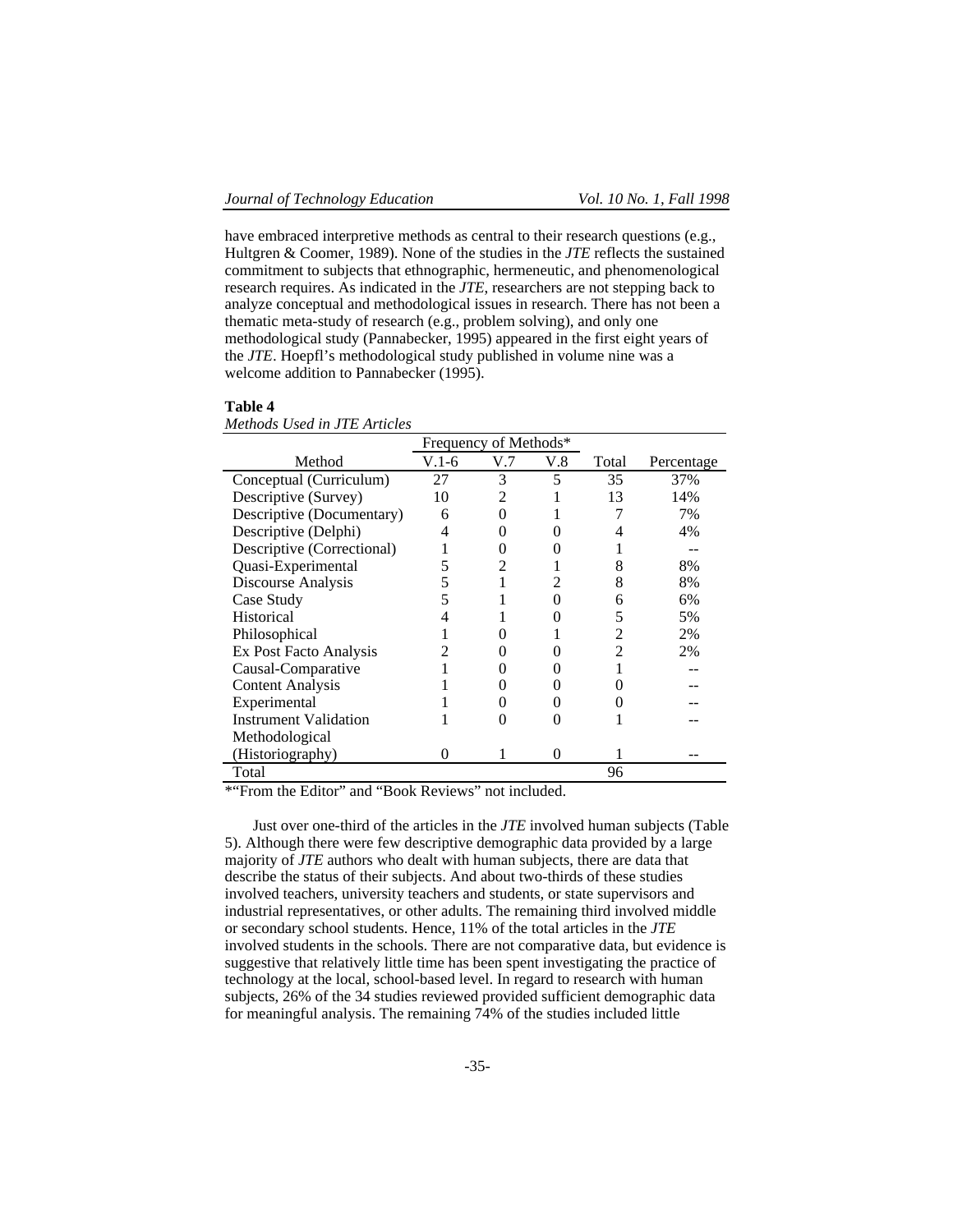have embraced interpretive methods as central to their research questions (e.g., Hultgren & Coomer, 1989). None of the studies in the *JTE* reflects the sustained commitment to subjects that ethnographic, hermeneutic, and phenomenological research requires. As indicated in the *JTE*, researchers are not stepping back to analyze conceptual and methodological issues in research. There has not been a thematic meta-study of research (e.g., problem solving), and only one methodological study (Pannabecker, 1995) appeared in the first eight years of the *JTE*. Hoepfl's methodological study published in volume nine was a welcome addition to Pannabecker (1995).

**Table 4**

*Methods Used in JTE Articles*

| | Frequency of Methods* | | | | |
|---|---|---|---|---|---|
| Method | V.1-6 | V.7 | V.8 | Total | Percentage |
| Conceptual (Curriculum) | 27 | 3 | 5 | 35 | 37% |
| Descriptive (Survey) | 10 | 2 | 1 | 13 | 14% |
| Descriptive (Documentary) | 6 | 0 | 1 | 7 | 7% |
| Descriptive (Delphi) | 4 | 0 | 0 | 4 | 4% |
| Descriptive (Correctional) | 1 | 0 | 0 | 1 | -- |
| Quasi-Experimental | 5 | 2 | 1 | 8 | 8% |
| Discourse Analysis | 5 | 1 | 2 | 8 | 8% |
| Case Study | 5 | 1 | 0 | 6 | 6% |
| Historical | 4 | 1 | 0 | 5 | 5% |
| Philosophical | 1 | 0 | 1 | 2 | 2% |
| Ex Post Facto Analysis | 2 | 0 | 0 | 2 | 2% |
| Causal-Comparative | 1 | 0 | 0 | 1 | -- |
| Content Analysis | 1 | 0 | 0 | 0 | -- |
| Experimental | 1 | 0 | 0 | 0 | -- |
| Instrument Validation | 1 | 0 | 0 | 1 | -- |
| Methodological (Historiography) | 0 | 1 | 0 | 1 | -- |
| Total | | | | 96 | |

*"From the Editor" and "Book Reviews" not included.

Just over one-third of the articles in the *JTE* involved human subjects (Table 5). Although there were few descriptive demographic data provided by a large majority of *JTE* authors who dealt with human subjects, there are data that describe the status of their subjects. And about two-thirds of these studies involved teachers, university teachers and students, or state supervisors and industrial representatives, or other adults. The remaining third involved middle or secondary school students. Hence, 11% of the total articles in the *JTE* involved students in the schools. There are not comparative data, but evidence is suggestive that relatively little time has been spent investigating the practice of technology at the local, school-based level. In regard to research with human subjects, 26% of the 34 studies reviewed provided sufficient demographic data for meaningful analysis. The remaining 74% of the studies included little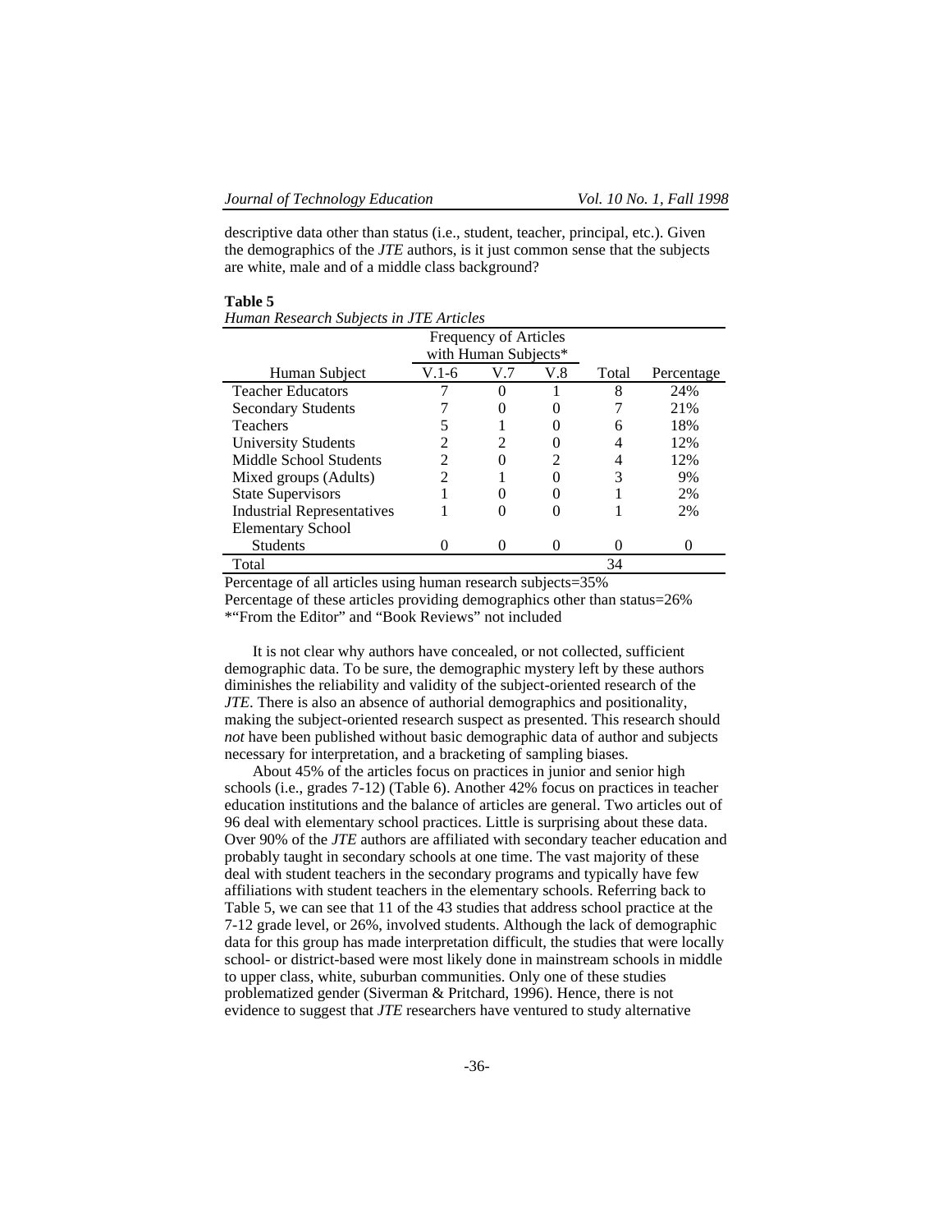descriptive data other than status (i.e., student, teacher, principal, etc.). Given the demographics of the *JTE* authors, is it just common sense that the subjects are white, male and of a middle class background?

**Table 5**
*Human Research Subjects in JTE Articles*

| | Frequency of Articles with Human Subjects* | | | | |
|---|---|---|---|---|---|
| Human Subject | V.1-6 | V.7 | V.8 | Total | Percentage |
| Teacher Educators | 7 | 0 | 1 | 8 | 24% |
| Secondary Students | 7 | 0 | 0 | 7 | 21% |
| Teachers | 5 | 1 | 0 | 6 | 18% |
| University Students | 2 | 2 | 0 | 4 | 12% |
| Middle School Students | 2 | 0 | 2 | 4 | 12% |
| Mixed groups (Adults) | 2 | 1 | 0 | 3 | 9% |
| State Supervisors | 1 | 0 | 0 | 1 | 2% |
| Industrial Representatives | 1 | 0 | 0 | 1 | 2% |
| Elementary School Students | 0 | 0 | 0 | 0 | 0 |
| Total | | | | 34 | |

Percentage of all articles using human research subjects=35%
Percentage of these articles providing demographics other than status=26%
*"From the Editor" and "Book Reviews" not included

It is not clear why authors have concealed, or not collected, sufficient demographic data. To be sure, the demographic mystery left by these authors diminishes the reliability and validity of the subject-oriented research of the *JTE*. There is also an absence of authorial demographics and positionality, making the subject-oriented research suspect as presented. This research should *not* have been published without basic demographic data of author and subjects necessary for interpretation, and a bracketing of sampling biases.

About 45% of the articles focus on practices in junior and senior high schools (i.e., grades 7-12) (Table 6). Another 42% focus on practices in teacher education institutions and the balance of articles are general. Two articles out of 96 deal with elementary school practices. Little is surprising about these data. Over 90% of the *JTE* authors are affiliated with secondary teacher education and probably taught in secondary schools at one time. The vast majority of these deal with student teachers in the secondary programs and typically have few affiliations with student teachers in the elementary schools. Referring back to Table 5, we can see that 11 of the 43 studies that address school practice at the 7-12 grade level, or 26%, involved students. Although the lack of demographic data for this group has made interpretation difficult, the studies that were locally school- or district-based were most likely done in mainstream schools in middle to upper class, white, suburban communities. Only one of these studies problematized gender (Siverman & Pritchard, 1996). Hence, there is not evidence to suggest that *JTE* researchers have ventured to study alternative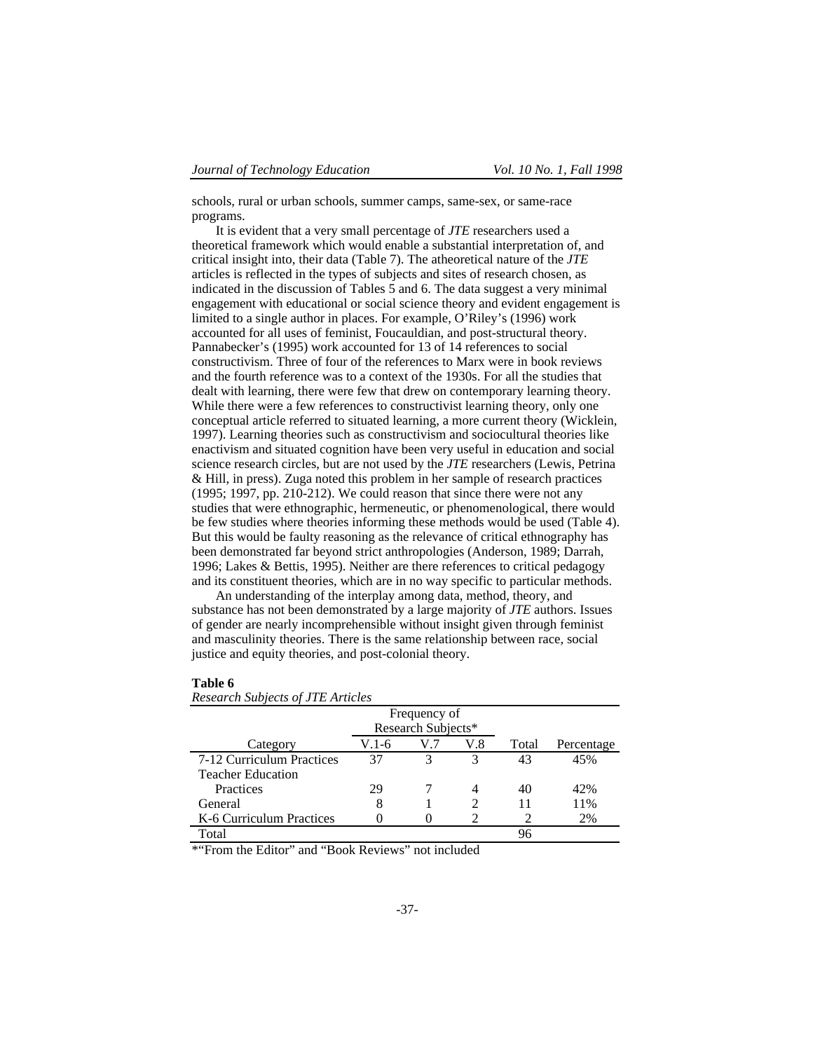schools, rural or urban schools, summer camps, same-sex, or same-race programs.

It is evident that a very small percentage of *JTE* researchers used a theoretical framework which would enable a substantial interpretation of, and critical insight into, their data (Table 7). The atheoretical nature of the *JTE* articles is reflected in the types of subjects and sites of research chosen, as indicated in the discussion of Tables 5 and 6. The data suggest a very minimal engagement with educational or social science theory and evident engagement is limited to a single author in places. For example, O'Riley's (1996) work accounted for all uses of feminist, Foucauldian, and post-structural theory. Pannabecker's (1995) work accounted for 13 of 14 references to social constructivism. Three of four of the references to Marx were in book reviews and the fourth reference was to a context of the 1930s. For all the studies that dealt with learning, there were few that drew on contemporary learning theory. While there were a few references to constructivist learning theory, only one conceptual article referred to situated learning, a more current theory (Wicklein, 1997). Learning theories such as constructivism and sociocultural theories like enactivism and situated cognition have been very useful in education and social science research circles, but are not used by the *JTE* researchers (Lewis, Petrina & Hill, in press). Zuga noted this problem in her sample of research practices (1995; 1997, pp. 210-212). We could reason that since there were not any studies that were ethnographic, hermeneutic, or phenomenological, there would be few studies where theories informing these methods would be used (Table 4). But this would be faulty reasoning as the relevance of critical ethnography has been demonstrated far beyond strict anthropologies (Anderson, 1989; Darrah, 1996; Lakes & Bettis, 1995). Neither are there references to critical pedagogy and its constituent theories, which are in no way specific to particular methods.

An understanding of the interplay among data, method, theory, and substance has not been demonstrated by a large majority of *JTE* authors. Issues of gender are nearly incomprehensible without insight given through feminist and masculinity theories. There is the same relationship between race, social justice and equity theories, and post-colonial theory.

**Table 6**
*Research Subjects of JTE Articles*

| | Frequency of Research Subjects* | | | | |
|---|---|---|---|---|---|
| Category | V.1-6 | V.7 | V.8 | Total | Percentage |
| 7-12 Curriculum Practices | 37 | 3 | 3 | 43 | 45% |
| Teacher Education Practices | 29 | 7 | 4 | 40 | 42% |
| General | 8 | 1 | 2 | 11 | 11% |
| K-6 Curriculum Practices | 0 | 0 | 2 | 2 | 2% |
| Total | | | | 96 | |

*"From the Editor" and "Book Reviews" not included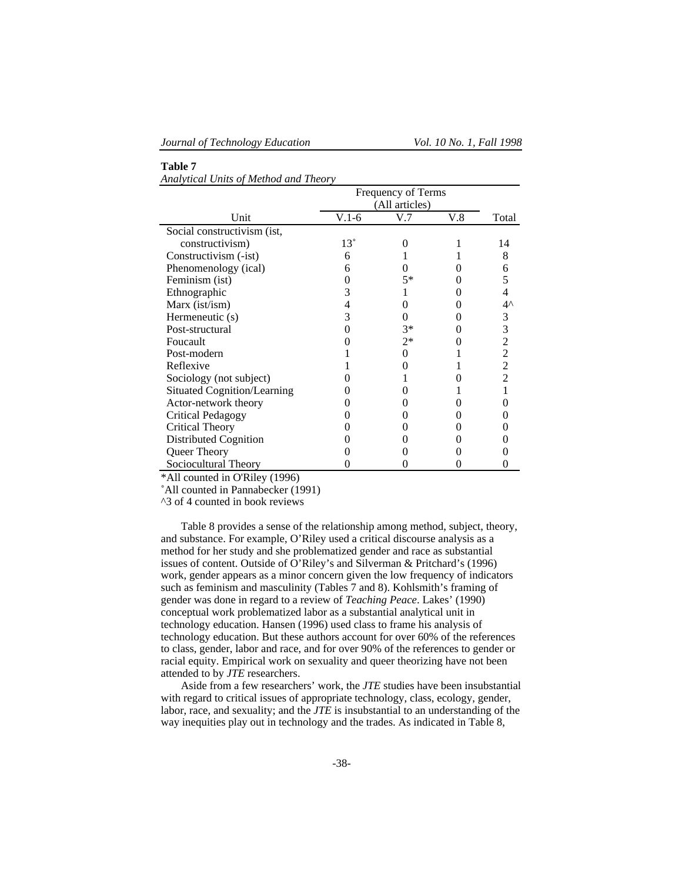**Table 7**
*Analytical Units of Method and Theory*

| Unit | Frequency of Terms (All articles) | | | |
|---|---|---|---|---|
| | V.1-6 | V.7 | V.8 | Total |
| Social constructivism (ist, constructivism) | 13˚ | 0 | 1 | 14 |
| Constructivism (-ist) | 6 | 1 | 1 | 8 |
| Phenomenology (ical) | 6 | 0 | 0 | 6 |
| Feminism (ist) | 0 | 5* | 0 | 5 |
| Ethnographic | 3 | 1 | 0 | 4 |
| Marx (ist/ism) | 4 | 0 | 0 | 4^ |
| Hermeneutic (s) | 3 | 0 | 0 | 3 |
| Post-structural | 0 | 3* | 0 | 3 |
| Foucault | 0 | 2* | 0 | 2 |
| Post-modern | 1 | 0 | 1 | 2 |
| Reflexive | 1 | 0 | 1 | 2 |
| Sociology (not subject) | 0 | 1 | 0 | 2 |
| Situated Cognition/Learning | 0 | 0 | 1 | 1 |
| Actor-network theory | 0 | 0 | 0 | 0 |
| Critical Pedagogy | 0 | 0 | 0 | 0 |
| Critical Theory | 0 | 0 | 0 | 0 |
| Distributed Cognition | 0 | 0 | 0 | 0 |
| Queer Theory | 0 | 0 | 0 | 0 |
| Sociocultural Theory | 0 | 0 | 0 | 0 |

*All counted in O'Riley (1996)
˚All counted in Pannabecker (1991)
^3 of 4 counted in book reviews

Table 8 provides a sense of the relationship among method, subject, theory, and substance. For example, O'Riley used a critical discourse analysis as a method for her study and she problematized gender and race as substantial issues of content. Outside of O'Riley's and Silverman & Pritchard's (1996) work, gender appears as a minor concern given the low frequency of indicators such as feminism and masculinity (Tables 7 and 8). Kohlsmith's framing of gender was done in regard to a review of *Teaching Peace*. Lakes' (1990) conceptual work problematized labor as a substantial analytical unit in technology education. Hansen (1996) used class to frame his analysis of technology education. But these authors account for over 60% of the references to class, gender, labor and race, and for over 90% of the references to gender or racial equity. Empirical work on sexuality and queer theorizing have not been attended to by *JTE* researchers.

Aside from a few researchers' work, the *JTE* studies have been insubstantial with regard to critical issues of appropriate technology, class, ecology, gender, labor, race, and sexuality; and the *JTE* is insubstantial to an understanding of the way inequities play out in technology and the trades. As indicated in Table 8,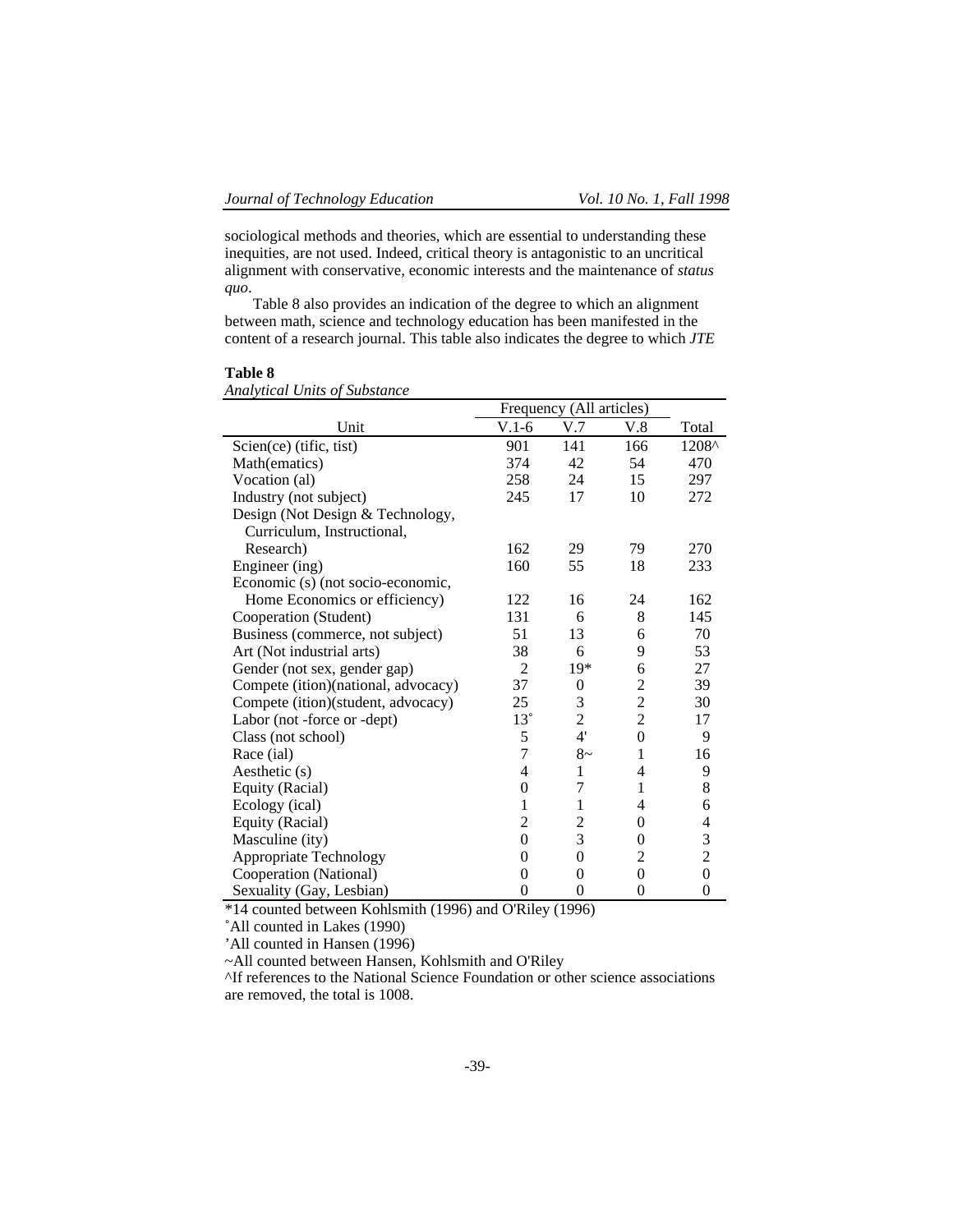sociological methods and theories, which are essential to understanding these inequities, are not used. Indeed, critical theory is antagonistic to an uncritical alignment with conservative, economic interests and the maintenance of *status quo*.

Table 8 also provides an indication of the degree to which an alignment between math, science and technology education has been manifested in the content of a research journal. This table also indicates the degree to which *JTE*

**Table 8**
*Analytical Units of Substance*

| Unit | Frequency (All articles) | | | |
|---|---|---|---|---|
| | V.1-6 | V.7 | V.8 | Total |
| Scien(ce) (tific, tist) | 901 | 141 | 166 | 1208^ |
| Math(ematics) | 374 | 42 | 54 | 470 |
| Vocation (al) | 258 | 24 | 15 | 297 |
| Industry (not subject) | 245 | 17 | 10 | 272 |
| Design (Not Design & Technology, Curriculum, Instructional, Research) | 162 | 29 | 79 | 270 |
| Engineer (ing) | 160 | 55 | 18 | 233 |
| Economic (s) (not socio-economic, Home Economics or efficiency) | 122 | 16 | 24 | 162 |
| Cooperation (Student) | 131 | 6 | 8 | 145 |
| Business (commerce, not subject) | 51 | 13 | 6 | 70 |
| Art (Not industrial arts) | 38 | 6 | 9 | 53 |
| Gender (not sex, gender gap) | 2 | 19* | 6 | 27 |
| Compete (ition)(national, advocacy) | 37 | 0 | 2 | 39 |
| Compete (ition)(student, advocacy) | 25 | 3 | 2 | 30 |
| Labor (not -force or -dept) | 13˚ | 2 | 2 | 17 |
| Class (not school) | 5 | 4' | 0 | 9 |
| Race (ial) | 7 | 8~ | 1 | 16 |
| Aesthetic (s) | 4 | 1 | 4 | 9 |
| Equity (Racial) | 0 | 7 | 1 | 8 |
| Ecology (ical) | 1 | 1 | 4 | 6 |
| Equity (Racial) | 2 | 2 | 0 | 4 |
| Masculine (ity) | 0 | 3 | 0 | 3 |
| Appropriate Technology | 0 | 0 | 2 | 2 |
| Cooperation (National) | 0 | 0 | 0 | 0 |
| Sexuality (Gay, Lesbian) | 0 | 0 | 0 | 0 |

*14 counted between Kohlsmith (1996) and O'Riley (1996)
˚All counted in Lakes (1990)
'All counted in Hansen (1996)
~All counted between Hansen, Kohlsmith and O'Riley
^If references to the National Science Foundation or other science associations are removed, the total is 1008.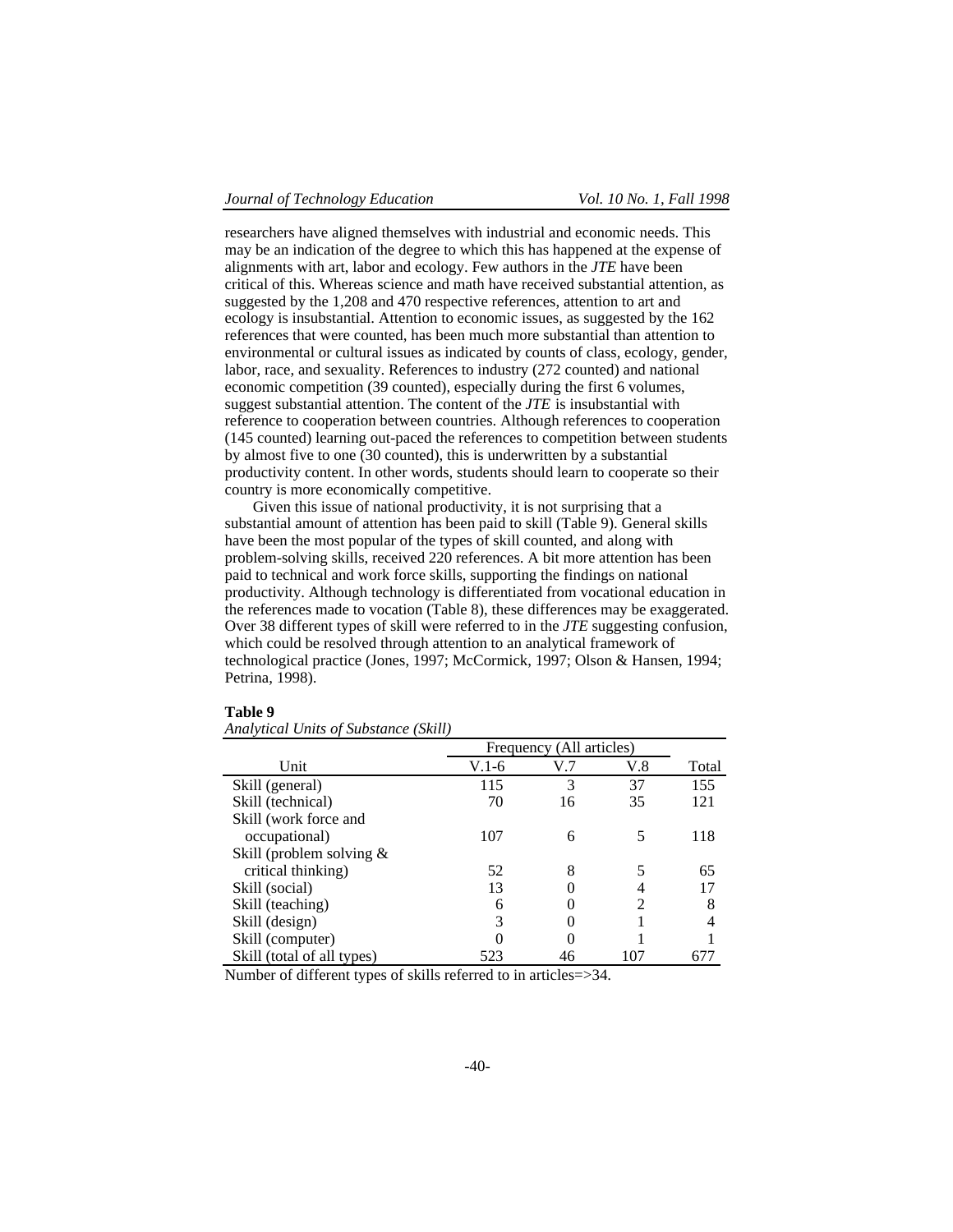researchers have aligned themselves with industrial and economic needs. This may be an indication of the degree to which this has happened at the expense of alignments with art, labor and ecology. Few authors in the *JTE* have been critical of this. Whereas science and math have received substantial attention, as suggested by the 1,208 and 470 respective references, attention to art and ecology is insubstantial. Attention to economic issues, as suggested by the 162 references that were counted, has been much more substantial than attention to environmental or cultural issues as indicated by counts of class, ecology, gender, labor, race, and sexuality. References to industry (272 counted) and national economic competition (39 counted), especially during the first 6 volumes, suggest substantial attention. The content of the *JTE* is insubstantial with reference to cooperation between countries. Although references to cooperation (145 counted) learning out-paced the references to competition between students by almost five to one (30 counted), this is underwritten by a substantial productivity content. In other words, students should learn to cooperate so their country is more economically competitive.

Given this issue of national productivity, it is not surprising that a substantial amount of attention has been paid to skill (Table 9). General skills have been the most popular of the types of skill counted, and along with problem-solving skills, received 220 references. A bit more attention has been paid to technical and work force skills, supporting the findings on national productivity. Although technology is differentiated from vocational education in the references made to vocation (Table 8), these differences may be exaggerated. Over 38 different types of skill were referred to in the *JTE* suggesting confusion, which could be resolved through attention to an analytical framework of technological practice (Jones, 1997; McCormick, 1997; Olson & Hansen, 1994; Petrina, 1998).

**Table 9**
*Analytical Units of Substance (Skill)*

| | Frequency (All articles) | | | |
|---|---|---|---|---|
| Unit | V.1-6 | V.7 | V.8 | Total |
| Skill (general) | 115 | 3 | 37 | 155 |
| Skill (technical) | 70 | 16 | 35 | 121 |
| Skill (work force and occupational) | 107 | 6 | 5 | 118 |
| Skill (problem solving & critical thinking) | 52 | 8 | 5 | 65 |
| Skill (social) | 13 | 0 | 4 | 17 |
| Skill (teaching) | 6 | 0 | 2 | 8 |
| Skill (design) | 3 | 0 | 1 | 4 |
| Skill (computer) | 0 | 0 | 1 | 1 |
| Skill (total of all types) | 523 | 46 | 107 | 677 |

Number of different types of skills referred to in articles=>34.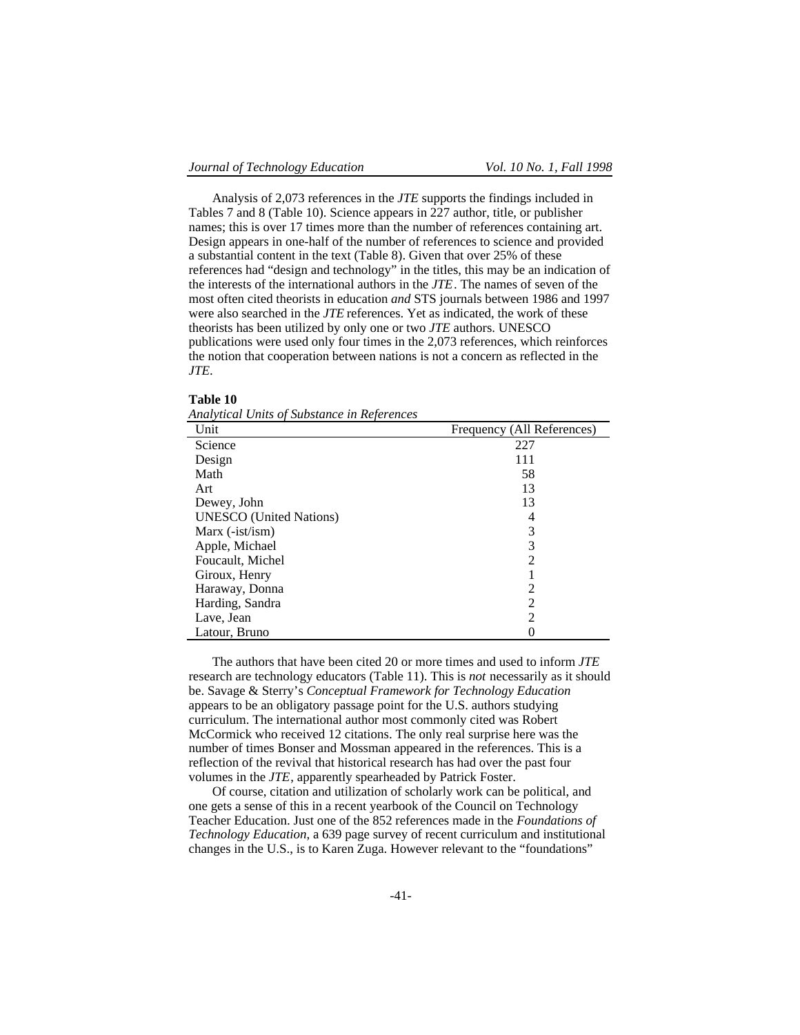Analysis of 2,073 references in the *JTE* supports the findings included in Tables 7 and 8 (Table 10). Science appears in 227 author, title, or publisher names; this is over 17 times more than the number of references containing art. Design appears in one-half of the number of references to science and provided a substantial content in the text (Table 8). Given that over 25% of these references had "design and technology" in the titles, this may be an indication of the interests of the international authors in the *JTE*. The names of seven of the most often cited theorists in education *and* STS journals between 1986 and 1997 were also searched in the *JTE* references. Yet as indicated, the work of these theorists has been utilized by only one or two *JTE* authors. UNESCO publications were used only four times in the 2,073 references, which reinforces the notion that cooperation between nations is not a concern as reflected in the *JTE*.

**Table 10**

*Analytical Units of Substance in References*

| Unit | Frequency (All References) |
|---|---|
| Science | 227 |
| Design | 111 |
| Math | 58 |
| Art | 13 |
| Dewey, John | 13 |
| UNESCO (United Nations) | 4 |
| Marx (-ist/ism) | 3 |
| Apple, Michael | 3 |
| Foucault, Michel | 2 |
| Giroux, Henry | 1 |
| Haraway, Donna | 2 |
| Harding, Sandra | 2 |
| Lave, Jean | 2 |
| Latour, Bruno | 0 |

The authors that have been cited 20 or more times and used to inform *JTE* research are technology educators (Table 11). This is *not* necessarily as it should be. Savage & Sterry's *Conceptual Framework for Technology Education* appears to be an obligatory passage point for the U.S. authors studying curriculum. The international author most commonly cited was Robert McCormick who received 12 citations. The only real surprise here was the number of times Bonser and Mossman appeared in the references. This is a reflection of the revival that historical research has had over the past four volumes in the *JTE*, apparently spearheaded by Patrick Foster.

Of course, citation and utilization of scholarly work can be political, and one gets a sense of this in a recent yearbook of the Council on Technology Teacher Education. Just one of the 852 references made in the *Foundations of Technology Education*, a 639 page survey of recent curriculum and institutional changes in the U.S., is to Karen Zuga. However relevant to the "foundations"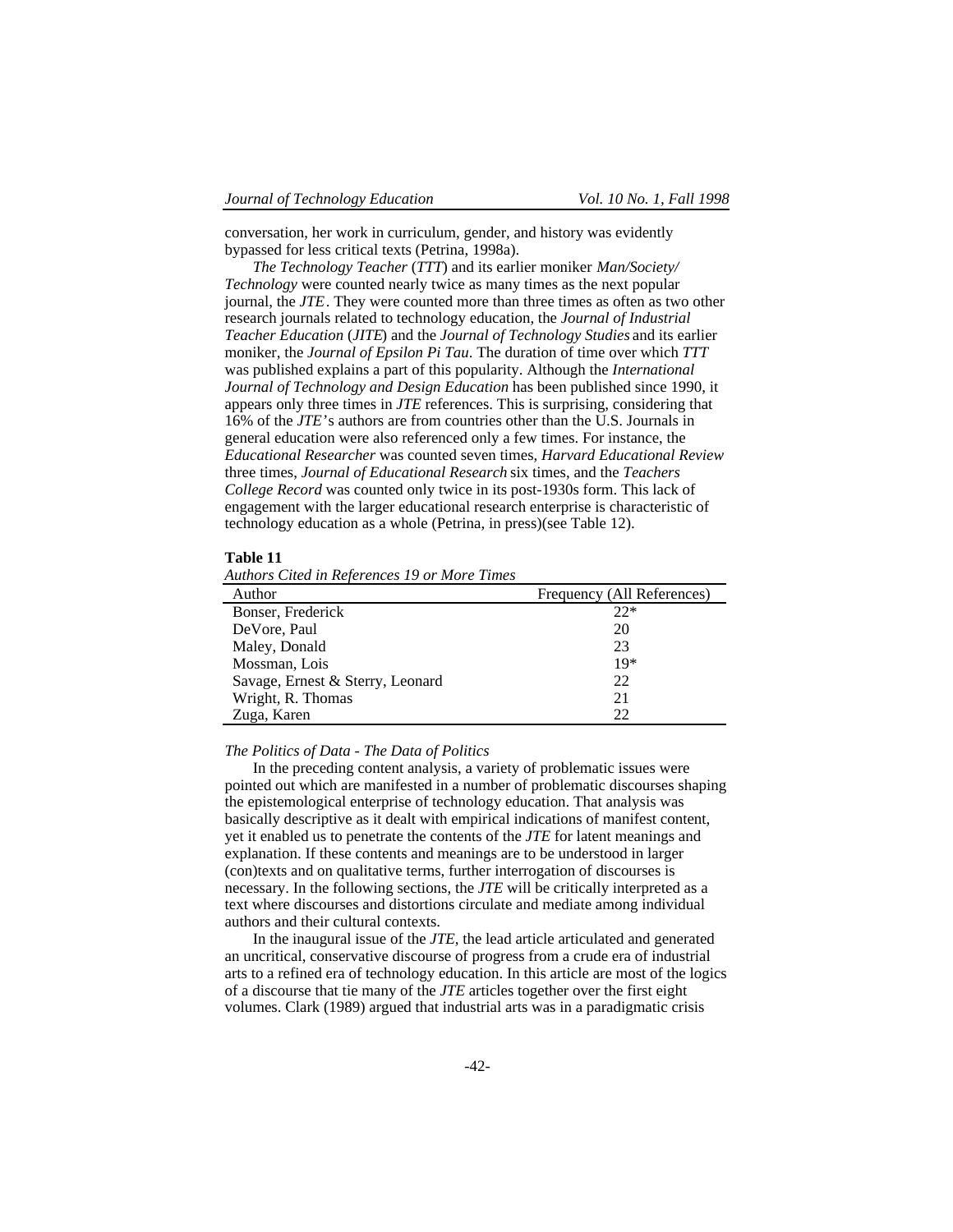conversation, her work in curriculum, gender, and history was evidently bypassed for less critical texts (Petrina, 1998a).

*The Technology Teacher* (*TTT*) and its earlier moniker *Man/Society/Technology* were counted nearly twice as many times as the next popular journal, the *JTE*. They were counted more than three times as often as two other research journals related to technology education, the *Journal of Industrial Teacher Education* (*JITE*) and the *Journal of Technology Studies* and its earlier moniker, the *Journal of Epsilon Pi Tau*. The duration of time over which *TTT* was published explains a part of this popularity. Although the *International Journal of Technology and Design Education* has been published since 1990, it appears only three times in *JTE* references. This is surprising, considering that 16% of the *JTE*'s authors are from countries other than the U.S. Journals in general education were also referenced only a few times. For instance, the *Educational Researcher* was counted seven times, *Harvard Educational Review* three times, *Journal of Educational Research* six times, and the *Teachers College Record* was counted only twice in its post-1930s form. This lack of engagement with the larger educational research enterprise is characteristic of technology education as a whole (Petrina, in press)(see Table 12).

**Table 11**
*Authors Cited in References 19 or More Times*

| Author | Frequency (All References) |
| --- | --- |
| Bonser, Frederick | 22* |
| DeVore, Paul | 20 |
| Maley, Donald | 23 |
| Mossman, Lois | 19* |
| Savage, Ernest & Sterry, Leonard | 22 |
| Wright, R. Thomas | 21 |
| Zuga, Karen | 22 |

*The Politics of Data - The Data of Politics*

In the preceding content analysis, a variety of problematic issues were pointed out which are manifested in a number of problematic discourses shaping the epistemological enterprise of technology education. That analysis was basically descriptive as it dealt with empirical indications of manifest content, yet it enabled us to penetrate the contents of the *JTE* for latent meanings and explanation. If these contents and meanings are to be understood in larger (con)texts and on qualitative terms, further interrogation of discourses is necessary. In the following sections, the *JTE* will be critically interpreted as a text where discourses and distortions circulate and mediate among individual authors and their cultural contexts.

In the inaugural issue of the *JTE*, the lead article articulated and generated an uncritical, conservative discourse of progress from a crude era of industrial arts to a refined era of technology education. In this article are most of the logics of a discourse that tie many of the *JTE* articles together over the first eight volumes. Clark (1989) argued that industrial arts was in a paradigmatic crisis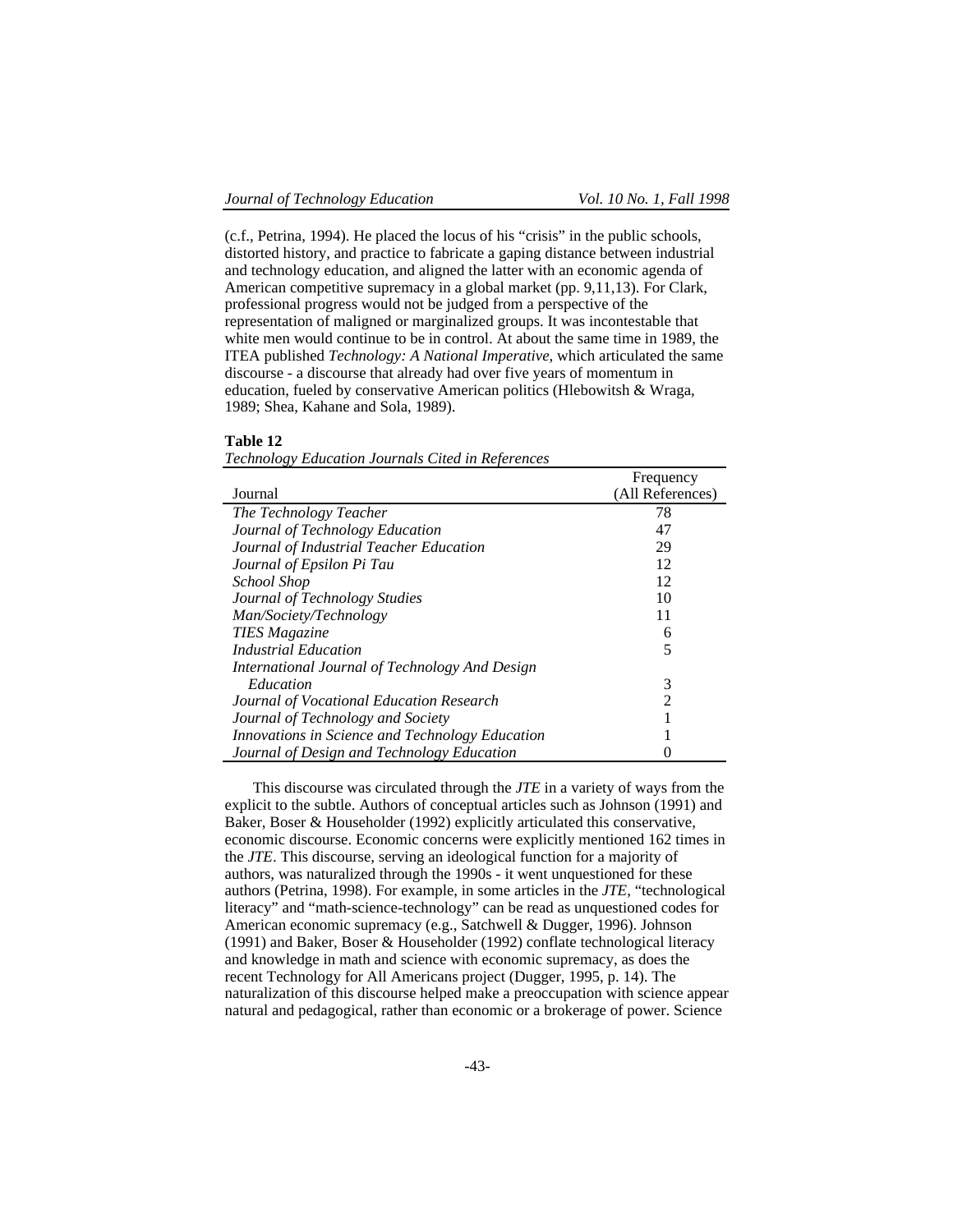(c.f., Petrina, 1994). He placed the locus of his "crisis" in the public schools, distorted history, and practice to fabricate a gaping distance between industrial and technology education, and aligned the latter with an economic agenda of American competitive supremacy in a global market (pp. 9,11,13). For Clark, professional progress would not be judged from a perspective of the representation of maligned or marginalized groups. It was incontestable that white men would continue to be in control. At about the same time in 1989, the ITEA published *Technology: A National Imperative*, which articulated the same discourse - a discourse that already had over five years of momentum in education, fueled by conservative American politics (Hlebowitsh & Wraga, 1989; Shea, Kahane and Sola, 1989).

**Table 12**
*Technology Education Journals Cited in References*

| Journal | Frequency (All References) |
|---|---|
| *The Technology Teacher* | 78 |
| *Journal of Technology Education* | 47 |
| *Journal of Industrial Teacher Education* | 29 |
| *Journal of Epsilon Pi Tau* | 12 |
| *School Shop* | 12 |
| *Journal of Technology Studies* | 10 |
| *Man/Society/Technology* | 11 |
| *TIES Magazine* | 6 |
| *Industrial Education* | 5 |
| *International Journal of Technology And Design Education* | 3 |
| *Journal of Vocational Education Research* | 2 |
| *Journal of Technology and Society* | 1 |
| *Innovations in Science and Technology Education* | 1 |
| *Journal of Design and Technology Education* | 0 |

This discourse was circulated through the *JTE* in a variety of ways from the explicit to the subtle. Authors of conceptual articles such as Johnson (1991) and Baker, Boser & Householder (1992) explicitly articulated this conservative, economic discourse. Economic concerns were explicitly mentioned 162 times in the *JTE*. This discourse, serving an ideological function for a majority of authors, was naturalized through the 1990s - it went unquestioned for these authors (Petrina, 1998). For example, in some articles in the *JTE*, "technological literacy" and "math-science-technology" can be read as unquestioned codes for American economic supremacy (e.g., Satchwell & Dugger, 1996). Johnson (1991) and Baker, Boser & Householder (1992) conflate technological literacy and knowledge in math and science with economic supremacy, as does the recent Technology for All Americans project (Dugger, 1995, p. 14). The naturalization of this discourse helped make a preoccupation with science appear natural and pedagogical, rather than economic or a brokerage of power. Science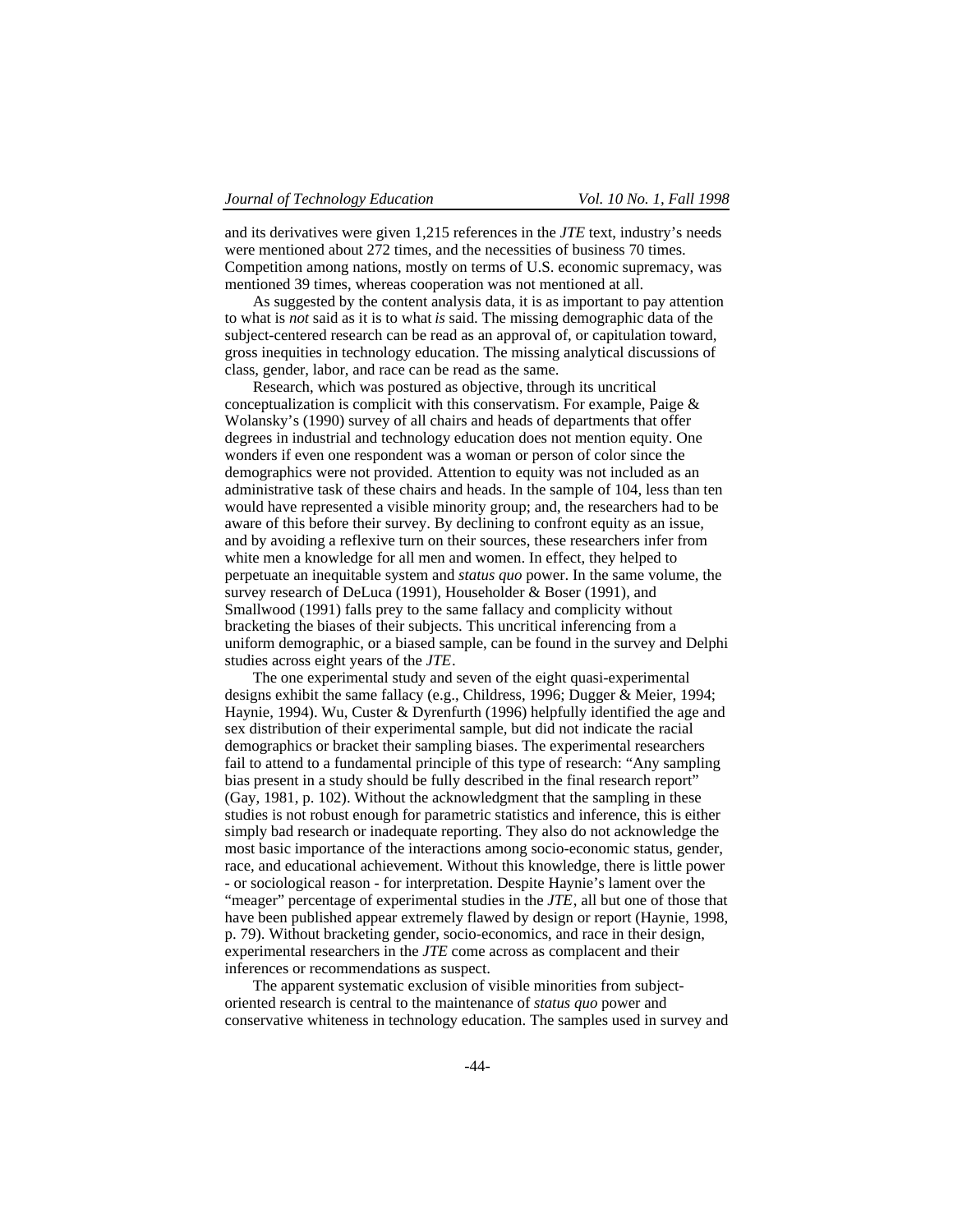and its derivatives were given 1,215 references in the *JTE* text, industry's needs were mentioned about 272 times, and the necessities of business 70 times. Competition among nations, mostly on terms of U.S. economic supremacy, was mentioned 39 times, whereas cooperation was not mentioned at all.

As suggested by the content analysis data, it is as important to pay attention to what is *not* said as it is to what *is* said. The missing demographic data of the subject-centered research can be read as an approval of, or capitulation toward, gross inequities in technology education. The missing analytical discussions of class, gender, labor, and race can be read as the same.

Research, which was postured as objective, through its uncritical conceptualization is complicit with this conservatism. For example, Paige & Wolansky's (1990) survey of all chairs and heads of departments that offer degrees in industrial and technology education does not mention equity. One wonders if even one respondent was a woman or person of color since the demographics were not provided. Attention to equity was not included as an administrative task of these chairs and heads. In the sample of 104, less than ten would have represented a visible minority group; and, the researchers had to be aware of this before their survey. By declining to confront equity as an issue, and by avoiding a reflexive turn on their sources, these researchers infer from white men a knowledge for all men and women. In effect, they helped to perpetuate an inequitable system and *status quo* power. In the same volume, the survey research of DeLuca (1991), Householder & Boser (1991), and Smallwood (1991) falls prey to the same fallacy and complicity without bracketing the biases of their subjects. This uncritical inferencing from a uniform demographic, or a biased sample, can be found in the survey and Delphi studies across eight years of the *JTE*.

The one experimental study and seven of the eight quasi-experimental designs exhibit the same fallacy (e.g., Childress, 1996; Dugger & Meier, 1994; Haynie, 1994). Wu, Custer & Dyrenfurth (1996) helpfully identified the age and sex distribution of their experimental sample, but did not indicate the racial demographics or bracket their sampling biases. The experimental researchers fail to attend to a fundamental principle of this type of research: "Any sampling bias present in a study should be fully described in the final research report" (Gay, 1981, p. 102). Without the acknowledgment that the sampling in these studies is not robust enough for parametric statistics and inference, this is either simply bad research or inadequate reporting. They also do not acknowledge the most basic importance of the interactions among socio-economic status, gender, race, and educational achievement. Without this knowledge, there is little power - or sociological reason - for interpretation. Despite Haynie's lament over the "meager" percentage of experimental studies in the *JTE*, all but one of those that have been published appear extremely flawed by design or report (Haynie, 1998, p. 79). Without bracketing gender, socio-economics, and race in their design, experimental researchers in the *JTE* come across as complacent and their inferences or recommendations as suspect.

The apparent systematic exclusion of visible minorities from subject-oriented research is central to the maintenance of *status quo* power and conservative whiteness in technology education. The samples used in survey and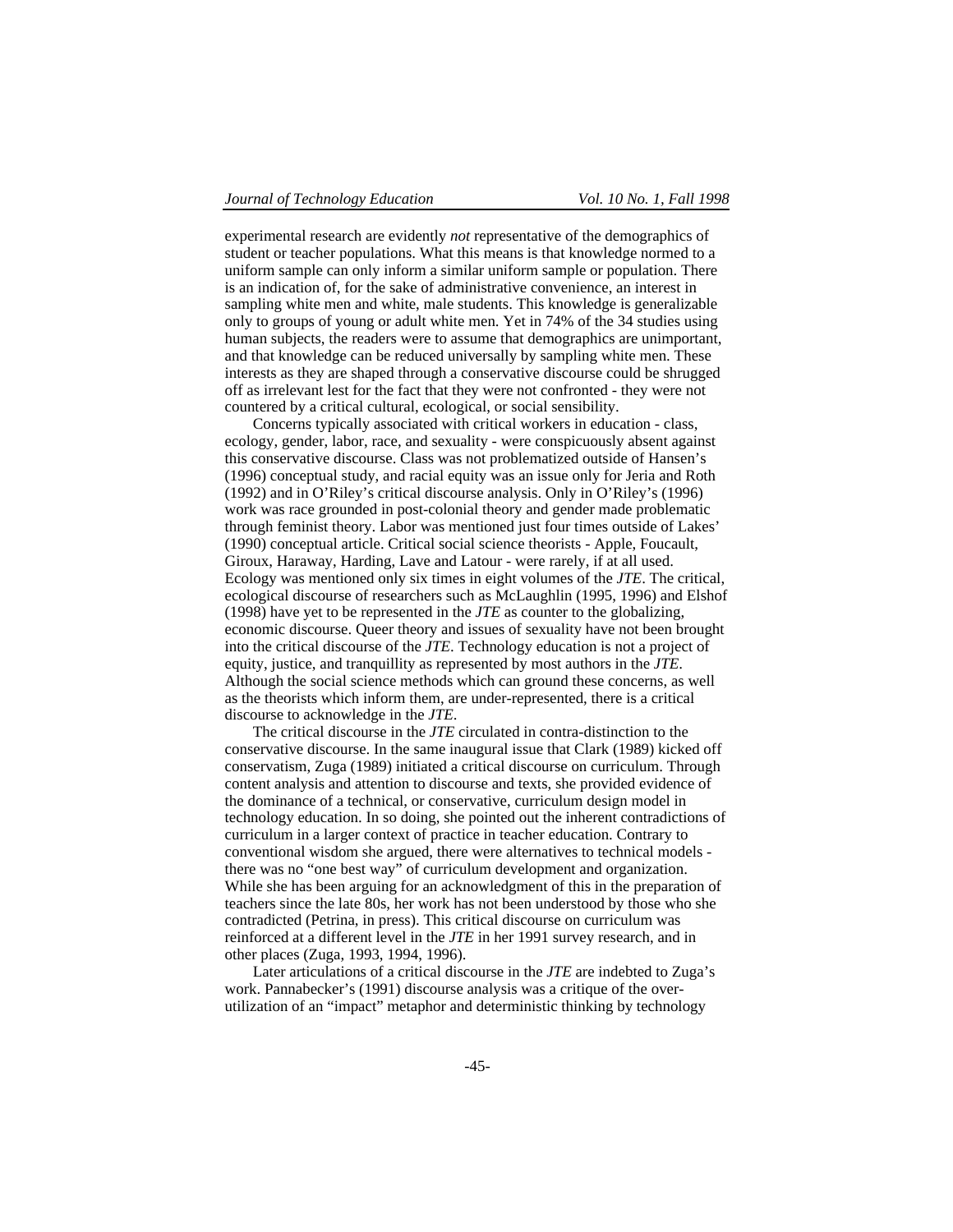experimental research are evidently *not* representative of the demographics of student or teacher populations. What this means is that knowledge normed to a uniform sample can only inform a similar uniform sample or population. There is an indication of, for the sake of administrative convenience, an interest in sampling white men and white, male students. This knowledge is generalizable only to groups of young or adult white men. Yet in 74% of the 34 studies using human subjects, the readers were to assume that demographics are unimportant, and that knowledge can be reduced universally by sampling white men. These interests as they are shaped through a conservative discourse could be shrugged off as irrelevant lest for the fact that they were not confronted - they were not countered by a critical cultural, ecological, or social sensibility.

Concerns typically associated with critical workers in education - class, ecology, gender, labor, race, and sexuality - were conspicuously absent against this conservative discourse. Class was not problematized outside of Hansen's (1996) conceptual study, and racial equity was an issue only for Jeria and Roth (1992) and in O'Riley's critical discourse analysis. Only in O'Riley's (1996) work was race grounded in post-colonial theory and gender made problematic through feminist theory. Labor was mentioned just four times outside of Lakes' (1990) conceptual article. Critical social science theorists - Apple, Foucault, Giroux, Haraway, Harding, Lave and Latour - were rarely, if at all used. Ecology was mentioned only six times in eight volumes of the *JTE*. The critical, ecological discourse of researchers such as McLaughlin (1995, 1996) and Elshof (1998) have yet to be represented in the *JTE* as counter to the globalizing, economic discourse. Queer theory and issues of sexuality have not been brought into the critical discourse of the *JTE*. Technology education is not a project of equity, justice, and tranquillity as represented by most authors in the *JTE*. Although the social science methods which can ground these concerns, as well as the theorists which inform them, are under-represented, there is a critical discourse to acknowledge in the *JTE*.

The critical discourse in the *JTE* circulated in contra-distinction to the conservative discourse. In the same inaugural issue that Clark (1989) kicked off conservatism, Zuga (1989) initiated a critical discourse on curriculum. Through content analysis and attention to discourse and texts, she provided evidence of the dominance of a technical, or conservative, curriculum design model in technology education. In so doing, she pointed out the inherent contradictions of curriculum in a larger context of practice in teacher education. Contrary to conventional wisdom she argued, there were alternatives to technical models - there was no "one best way" of curriculum development and organization. While she has been arguing for an acknowledgment of this in the preparation of teachers since the late 80s, her work has not been understood by those who she contradicted (Petrina, in press). This critical discourse on curriculum was reinforced at a different level in the *JTE* in her 1991 survey research, and in other places (Zuga, 1993, 1994, 1996).

Later articulations of a critical discourse in the *JTE* are indebted to Zuga's work. Pannabecker's (1991) discourse analysis was a critique of the over-utilization of an "impact" metaphor and deterministic thinking by technology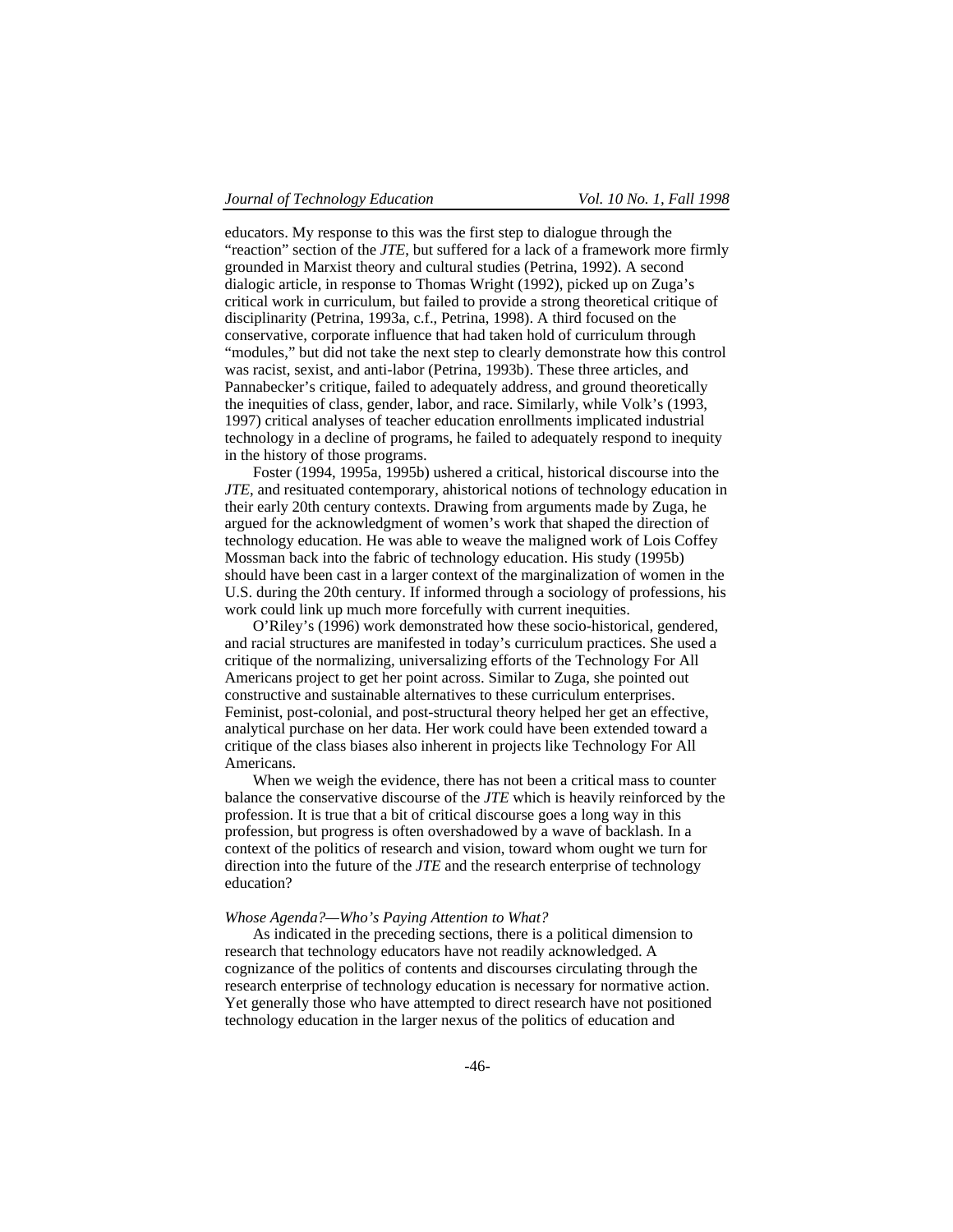educators. My response to this was the first step to dialogue through the "reaction" section of the *JTE*, but suffered for a lack of a framework more firmly grounded in Marxist theory and cultural studies (Petrina, 1992). A second dialogic article, in response to Thomas Wright (1992), picked up on Zuga's critical work in curriculum, but failed to provide a strong theoretical critique of disciplinarity (Petrina, 1993a, c.f., Petrina, 1998). A third focused on the conservative, corporate influence that had taken hold of curriculum through "modules," but did not take the next step to clearly demonstrate how this control was racist, sexist, and anti-labor (Petrina, 1993b). These three articles, and Pannabecker's critique, failed to adequately address, and ground theoretically the inequities of class, gender, labor, and race. Similarly, while Volk's (1993, 1997) critical analyses of teacher education enrollments implicated industrial technology in a decline of programs, he failed to adequately respond to inequity in the history of those programs.

Foster (1994, 1995a, 1995b) ushered a critical, historical discourse into the *JTE*, and resituated contemporary, ahistorical notions of technology education in their early 20th century contexts. Drawing from arguments made by Zuga, he argued for the acknowledgment of women's work that shaped the direction of technology education. He was able to weave the maligned work of Lois Coffey Mossman back into the fabric of technology education. His study (1995b) should have been cast in a larger context of the marginalization of women in the U.S. during the 20th century. If informed through a sociology of professions, his work could link up much more forcefully with current inequities.

O'Riley's (1996) work demonstrated how these socio-historical, gendered, and racial structures are manifested in today's curriculum practices. She used a critique of the normalizing, universalizing efforts of the Technology For All Americans project to get her point across. Similar to Zuga, she pointed out constructive and sustainable alternatives to these curriculum enterprises. Feminist, post-colonial, and post-structural theory helped her get an effective, analytical purchase on her data. Her work could have been extended toward a critique of the class biases also inherent in projects like Technology For All Americans.

When we weigh the evidence, there has not been a critical mass to counter balance the conservative discourse of the *JTE* which is heavily reinforced by the profession. It is true that a bit of critical discourse goes a long way in this profession, but progress is often overshadowed by a wave of backlash. In a context of the politics of research and vision, toward whom ought we turn for direction into the future of the *JTE* and the research enterprise of technology education?

*Whose Agenda?—Who's Paying Attention to What?*

As indicated in the preceding sections, there is a political dimension to research that technology educators have not readily acknowledged. A cognizance of the politics of contents and discourses circulating through the research enterprise of technology education is necessary for normative action. Yet generally those who have attempted to direct research have not positioned technology education in the larger nexus of the politics of education and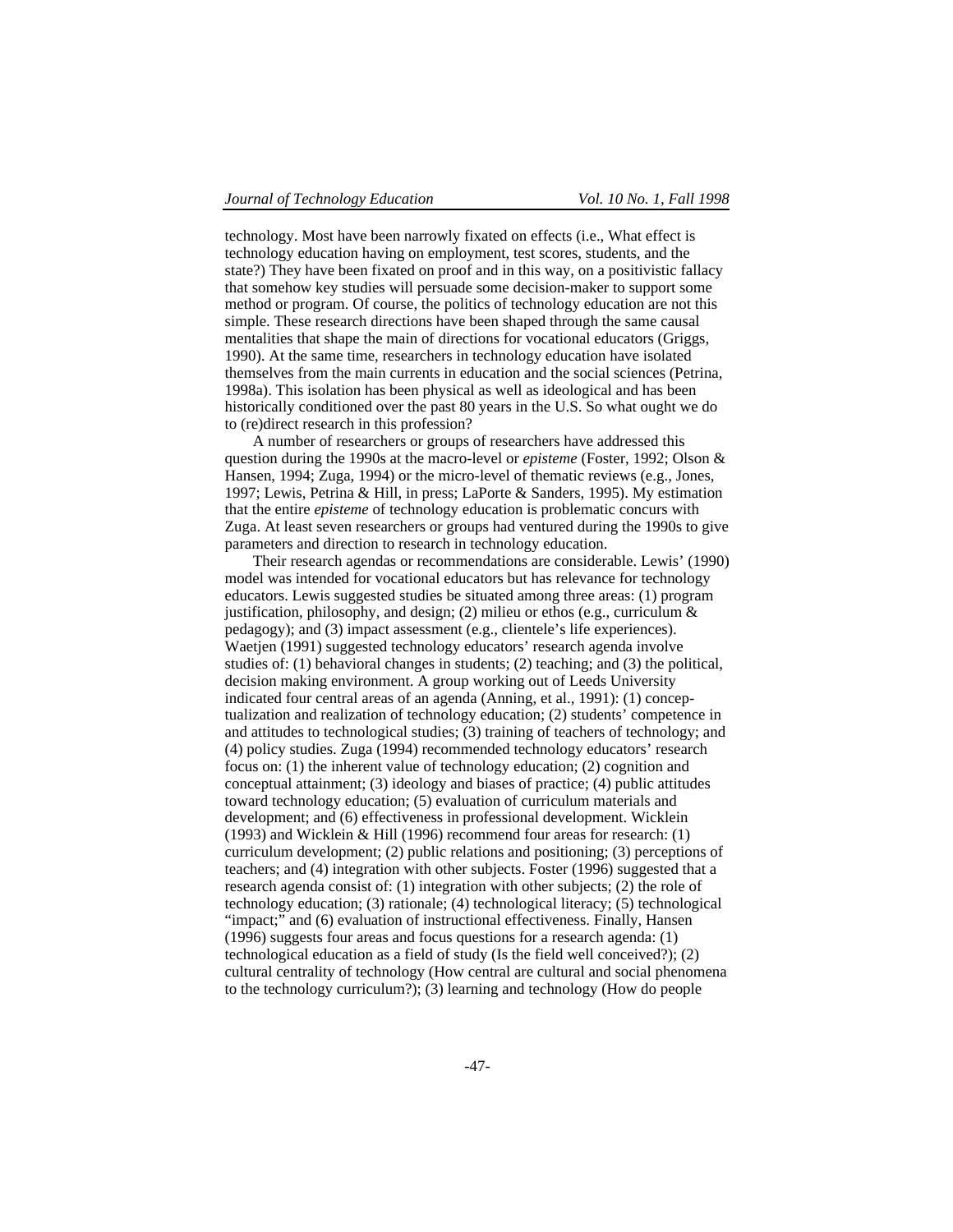technology. Most have been narrowly fixated on effects (i.e., What effect is technology education having on employment, test scores, students, and the state?) They have been fixated on proof and in this way, on a positivistic fallacy that somehow key studies will persuade some decision-maker to support some method or program. Of course, the politics of technology education are not this simple. These research directions have been shaped through the same causal mentalities that shape the main of directions for vocational educators (Griggs, 1990). At the same time, researchers in technology education have isolated themselves from the main currents in education and the social sciences (Petrina, 1998a). This isolation has been physical as well as ideological and has been historically conditioned over the past 80 years in the U.S. So what ought we do to (re)direct research in this profession?

A number of researchers or groups of researchers have addressed this question during the 1990s at the macro-level or *episteme* (Foster, 1992; Olson & Hansen, 1994; Zuga, 1994) or the micro-level of thematic reviews (e.g., Jones, 1997; Lewis, Petrina & Hill, in press; LaPorte & Sanders, 1995). My estimation that the entire *episteme* of technology education is problematic concurs with Zuga. At least seven researchers or groups had ventured during the 1990s to give parameters and direction to research in technology education.

Their research agendas or recommendations are considerable. Lewis' (1990) model was intended for vocational educators but has relevance for technology educators. Lewis suggested studies be situated among three areas: (1) program justification, philosophy, and design; (2) milieu or ethos (e.g., curriculum & pedagogy); and (3) impact assessment (e.g., clientele's life experiences). Waetjen (1991) suggested technology educators' research agenda involve studies of: (1) behavioral changes in students; (2) teaching; and (3) the political, decision making environment. A group working out of Leeds University indicated four central areas of an agenda (Anning, et al., 1991): (1) conceptualization and realization of technology education; (2) students' competence in and attitudes to technological studies; (3) training of teachers of technology; and (4) policy studies. Zuga (1994) recommended technology educators' research focus on: (1) the inherent value of technology education; (2) cognition and conceptual attainment; (3) ideology and biases of practice; (4) public attitudes toward technology education; (5) evaluation of curriculum materials and development; and (6) effectiveness in professional development. Wicklein (1993) and Wicklein & Hill (1996) recommend four areas for research: (1) curriculum development; (2) public relations and positioning; (3) perceptions of teachers; and (4) integration with other subjects. Foster (1996) suggested that a research agenda consist of: (1) integration with other subjects; (2) the role of technology education; (3) rationale; (4) technological literacy; (5) technological "impact;" and (6) evaluation of instructional effectiveness. Finally, Hansen (1996) suggests four areas and focus questions for a research agenda: (1) technological education as a field of study (Is the field well conceived?); (2) cultural centrality of technology (How central are cultural and social phenomena to the technology curriculum?); (3) learning and technology (How do people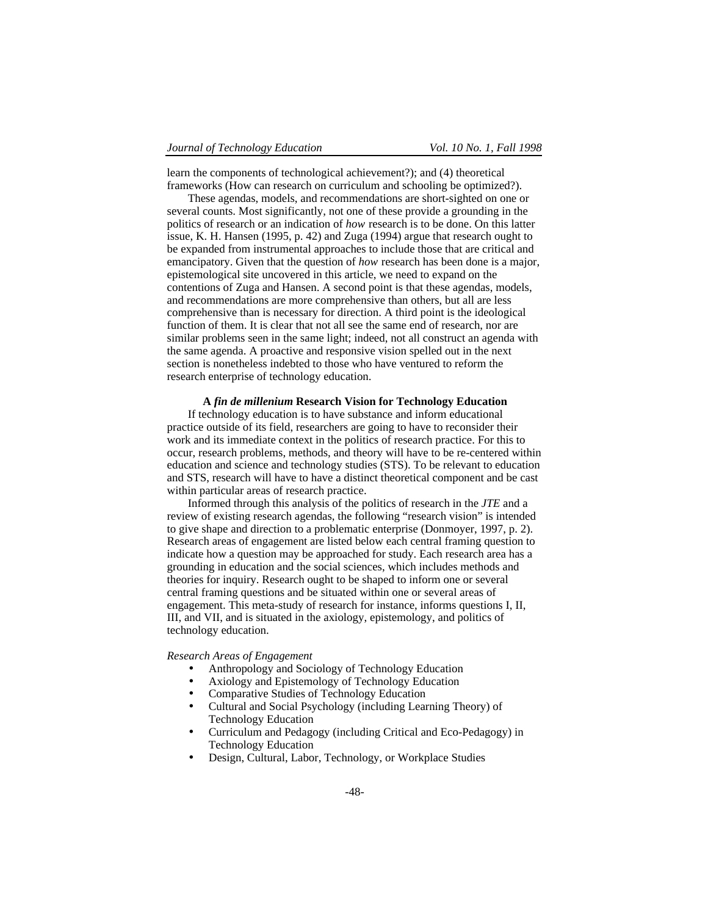learn the components of technological achievement?); and (4) theoretical frameworks (How can research on curriculum and schooling be optimized?).

These agendas, models, and recommendations are short-sighted on one or several counts. Most significantly, not one of these provide a grounding in the politics of research or an indication of *how* research is to be done. On this latter issue, K. H. Hansen (1995, p. 42) and Zuga (1994) argue that research ought to be expanded from instrumental approaches to include those that are critical and emancipatory. Given that the question of *how* research has been done is a major, epistemological site uncovered in this article, we need to expand on the contentions of Zuga and Hansen. A second point is that these agendas, models, and recommendations are more comprehensive than others, but all are less comprehensive than is necessary for direction. A third point is the ideological function of them. It is clear that not all see the same end of research, nor are similar problems seen in the same light; indeed, not all construct an agenda with the same agenda. A proactive and responsive vision spelled out in the next section is nonetheless indebted to those who have ventured to reform the research enterprise of technology education.

### A *fin de millenium* Research Vision for Technology Education

If technology education is to have substance and inform educational practice outside of its field, researchers are going to have to reconsider their work and its immediate context in the politics of research practice. For this to occur, research problems, methods, and theory will have to be re-centered within education and science and technology studies (STS). To be relevant to education and STS, research will have to have a distinct theoretical component and be cast within particular areas of research practice.

Informed through this analysis of the politics of research in the *JTE* and a review of existing research agendas, the following "research vision" is intended to give shape and direction to a problematic enterprise (Donmoyer, 1997, p. 2). Research areas of engagement are listed below each central framing question to indicate how a question may be approached for study. Each research area has a grounding in education and the social sciences, which includes methods and theories for inquiry. Research ought to be shaped to inform one or several central framing questions and be situated within one or several areas of engagement. This meta-study of research for instance, informs questions I, II, III, and VII, and is situated in the axiology, epistemology, and politics of technology education.

*Research Areas of Engagement*

- Anthropology and Sociology of Technology Education
- Axiology and Epistemology of Technology Education
- Comparative Studies of Technology Education
- Cultural and Social Psychology (including Learning Theory) of Technology Education
- Curriculum and Pedagogy (including Critical and Eco-Pedagogy) in Technology Education
- Design, Cultural, Labor, Technology, or Workplace Studies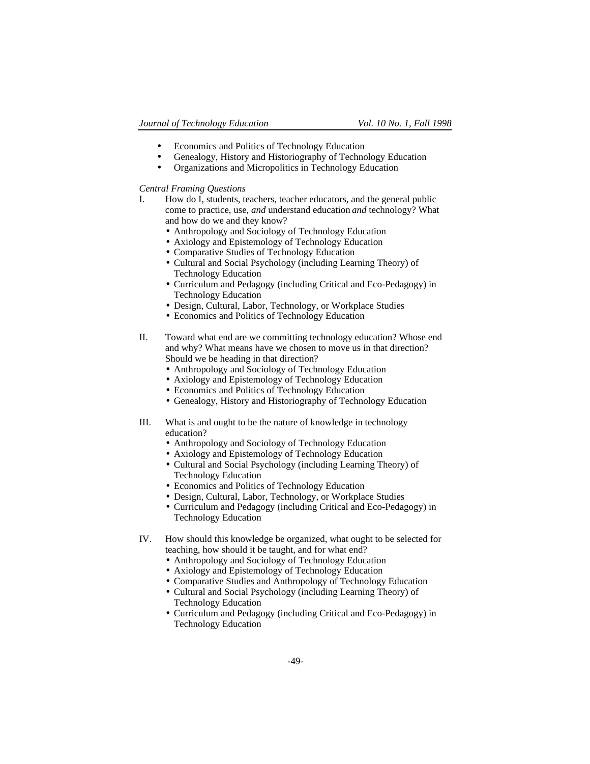- Economics and Politics of Technology Education
- Genealogy, History and Historiography of Technology Education
- Organizations and Micropolitics in Technology Education

*Central Framing Questions*

I. How do I, students, teachers, teacher educators, and the general public come to practice, use, *and* understand education *and* technology? What and how do we and they know?
   - Anthropology and Sociology of Technology Education
   - Axiology and Epistemology of Technology Education
   - Comparative Studies of Technology Education
   - Cultural and Social Psychology (including Learning Theory) of Technology Education
   - Curriculum and Pedagogy (including Critical and Eco-Pedagogy) in Technology Education
   - Design, Cultural, Labor, Technology, or Workplace Studies
   - Economics and Politics of Technology Education

II. Toward what end are we committing technology education? Whose end and why? What means have we chosen to move us in that direction? Should we be heading in that direction?
   - Anthropology and Sociology of Technology Education
   - Axiology and Epistemology of Technology Education
   - Economics and Politics of Technology Education
   - Genealogy, History and Historiography of Technology Education

III. What is and ought to be the nature of knowledge in technology education?
   - Anthropology and Sociology of Technology Education
   - Axiology and Epistemology of Technology Education
   - Cultural and Social Psychology (including Learning Theory) of Technology Education
   - Economics and Politics of Technology Education
   - Design, Cultural, Labor, Technology, or Workplace Studies
   - Curriculum and Pedagogy (including Critical and Eco-Pedagogy) in Technology Education

IV. How should this knowledge be organized, what ought to be selected for teaching, how should it be taught, and for what end?
   - Anthropology and Sociology of Technology Education
   - Axiology and Epistemology of Technology Education
   - Comparative Studies and Anthropology of Technology Education
   - Cultural and Social Psychology (including Learning Theory) of Technology Education
   - Curriculum and Pedagogy (including Critical and Eco-Pedagogy) in Technology Education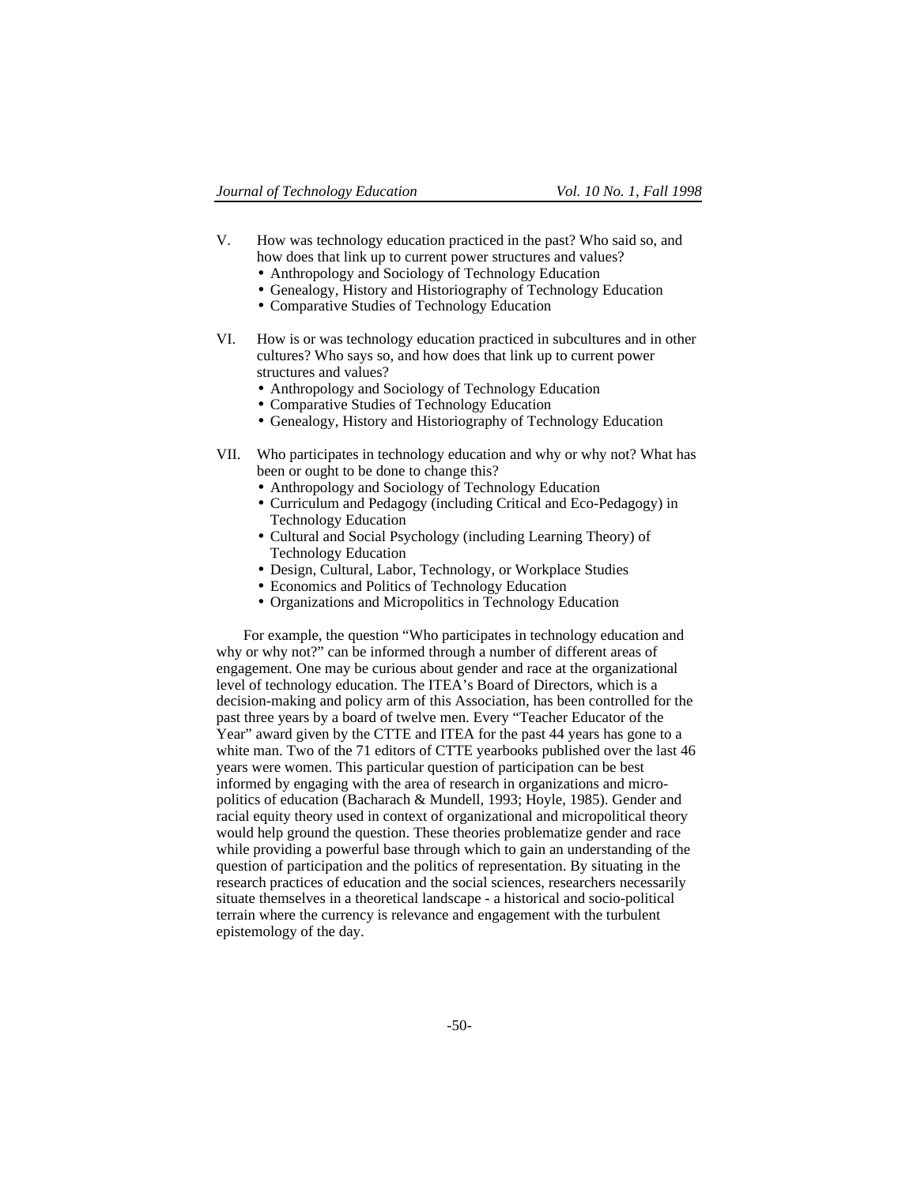V. How was technology education practiced in the past? Who said so, and how does that link up to current power structures and values?
   - Anthropology and Sociology of Technology Education
   - Genealogy, History and Historiography of Technology Education
   - Comparative Studies of Technology Education

VI. How is or was technology education practiced in subcultures and in other cultures? Who says so, and how does that link up to current power structures and values?
   - Anthropology and Sociology of Technology Education
   - Comparative Studies of Technology Education
   - Genealogy, History and Historiography of Technology Education

VII. Who participates in technology education and why or why not? What has been or ought to be done to change this?
   - Anthropology and Sociology of Technology Education
   - Curriculum and Pedagogy (including Critical and Eco-Pedagogy) in Technology Education
   - Cultural and Social Psychology (including Learning Theory) of Technology Education
   - Design, Cultural, Labor, Technology, or Workplace Studies
   - Economics and Politics of Technology Education
   - Organizations and Micropolitics in Technology Education

For example, the question "Who participates in technology education and why or why not?" can be informed through a number of different areas of engagement. One may be curious about gender and race at the organizational level of technology education. The ITEA's Board of Directors, which is a decision-making and policy arm of this Association, has been controlled for the past three years by a board of twelve men. Every "Teacher Educator of the Year" award given by the CTTE and ITEA for the past 44 years has gone to a white man. Two of the 71 editors of CTTE yearbooks published over the last 46 years were women. This particular question of participation can be best informed by engaging with the area of research in organizations and micro-politics of education (Bacharach & Mundell, 1993; Hoyle, 1985). Gender and racial equity theory used in context of organizational and micropolitical theory would help ground the question. These theories problematize gender and race while providing a powerful base through which to gain an understanding of the question of participation and the politics of representation. By situating in the research practices of education and the social sciences, researchers necessarily situate themselves in a theoretical landscape - a historical and socio-political terrain where the currency is relevance and engagement with the turbulent epistemology of the day.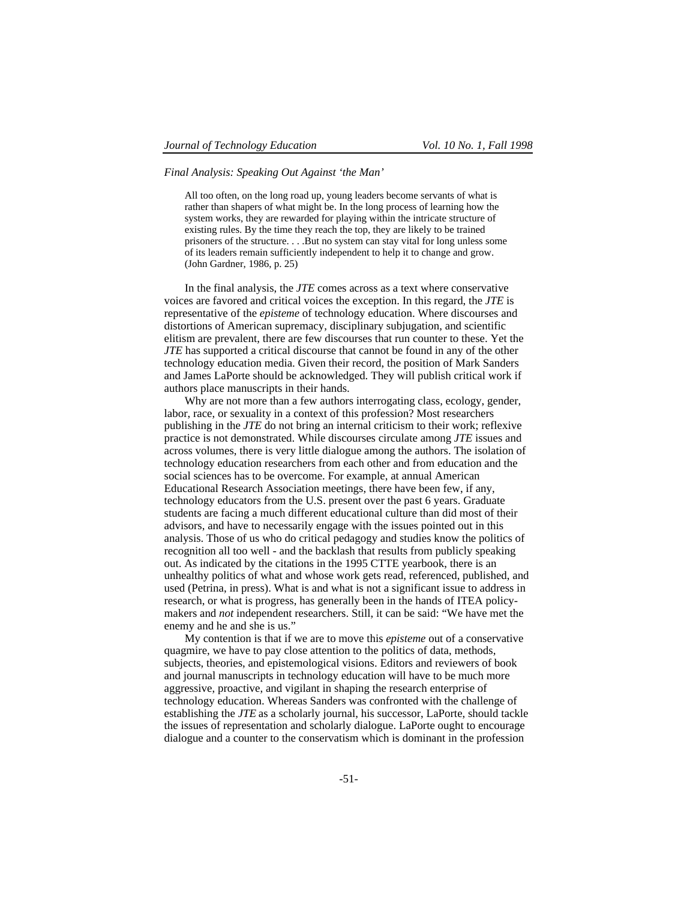*Final Analysis: Speaking Out Against 'the Man'*

> All too often, on the long road up, young leaders become servants of what is rather than shapers of what might be. In the long process of learning how the system works, they are rewarded for playing within the intricate structure of existing rules. By the time they reach the top, they are likely to be trained prisoners of the structure. . . .But no system can stay vital for long unless some of its leaders remain sufficiently independent to help it to change and grow. (John Gardner, 1986, p. 25)

In the final analysis, the *JTE* comes across as a text where conservative voices are favored and critical voices the exception. In this regard, the *JTE* is representative of the *episteme* of technology education. Where discourses and distortions of American supremacy, disciplinary subjugation, and scientific elitism are prevalent, there are few discourses that run counter to these. Yet the *JTE* has supported a critical discourse that cannot be found in any of the other technology education media. Given their record, the position of Mark Sanders and James LaPorte should be acknowledged. They will publish critical work if authors place manuscripts in their hands.

Why are not more than a few authors interrogating class, ecology, gender, labor, race, or sexuality in a context of this profession? Most researchers publishing in the *JTE* do not bring an internal criticism to their work; reflexive practice is not demonstrated. While discourses circulate among *JTE* issues and across volumes, there is very little dialogue among the authors. The isolation of technology education researchers from each other and from education and the social sciences has to be overcome. For example, at annual American Educational Research Association meetings, there have been few, if any, technology educators from the U.S. present over the past 6 years. Graduate students are facing a much different educational culture than did most of their advisors, and have to necessarily engage with the issues pointed out in this analysis. Those of us who do critical pedagogy and studies know the politics of recognition all too well - and the backlash that results from publicly speaking out. As indicated by the citations in the 1995 CTTE yearbook, there is an unhealthy politics of what and whose work gets read, referenced, published, and used (Petrina, in press). What is and what is not a significant issue to address in research, or what is progress, has generally been in the hands of ITEA policy-makers and *not* independent researchers. Still, it can be said: "We have met the enemy and he and she is us."

My contention is that if we are to move this *episteme* out of a conservative quagmire, we have to pay close attention to the politics of data, methods, subjects, theories, and epistemological visions. Editors and reviewers of book and journal manuscripts in technology education will have to be much more aggressive, proactive, and vigilant in shaping the research enterprise of technology education. Whereas Sanders was confronted with the challenge of establishing the *JTE* as a scholarly journal, his successor, LaPorte, should tackle the issues of representation and scholarly dialogue. LaPorte ought to encourage dialogue and a counter to the conservatism which is dominant in the profession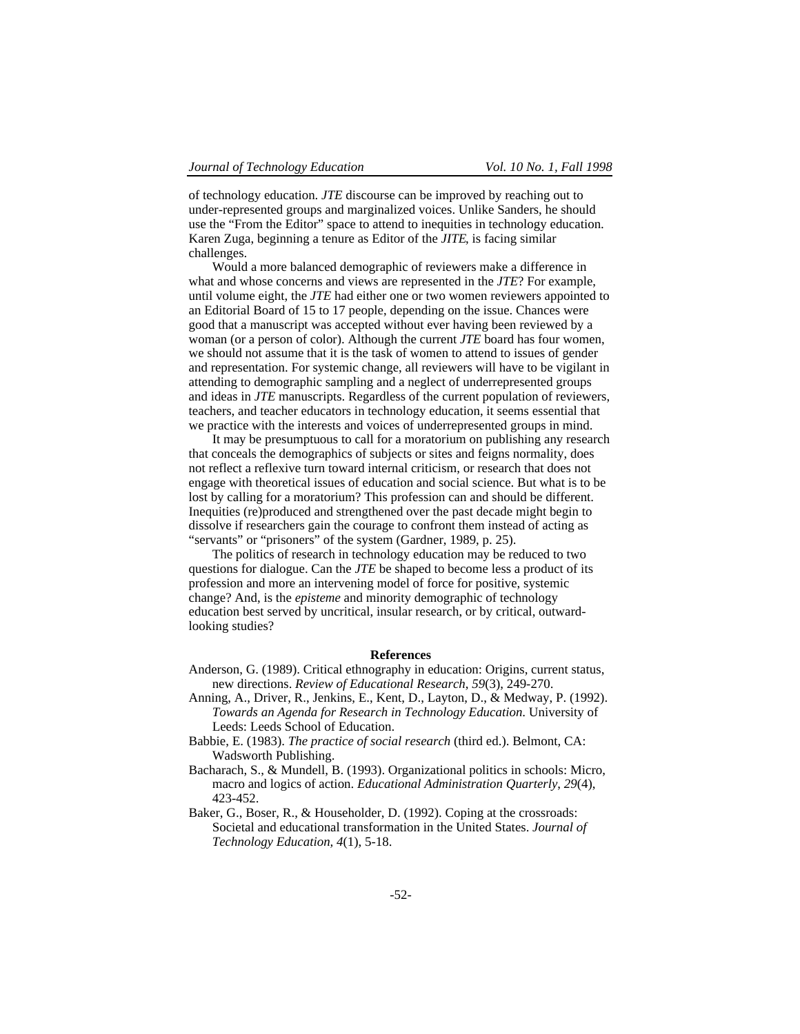of technology education. *JTE* discourse can be improved by reaching out to under-represented groups and marginalized voices. Unlike Sanders, he should use the "From the Editor" space to attend to inequities in technology education. Karen Zuga, beginning a tenure as Editor of the *JITE*, is facing similar challenges.

Would a more balanced demographic of reviewers make a difference in what and whose concerns and views are represented in the *JTE*? For example, until volume eight, the *JTE* had either one or two women reviewers appointed to an Editorial Board of 15 to 17 people, depending on the issue. Chances were good that a manuscript was accepted without ever having been reviewed by a woman (or a person of color). Although the current *JTE* board has four women, we should not assume that it is the task of women to attend to issues of gender and representation. For systemic change, all reviewers will have to be vigilant in attending to demographic sampling and a neglect of underrepresented groups and ideas in *JTE* manuscripts. Regardless of the current population of reviewers, teachers, and teacher educators in technology education, it seems essential that we practice with the interests and voices of underrepresented groups in mind.

It may be presumptuous to call for a moratorium on publishing any research that conceals the demographics of subjects or sites and feigns normality, does not reflect a reflexive turn toward internal criticism, or research that does not engage with theoretical issues of education and social science. But what is to be lost by calling for a moratorium? This profession can and should be different. Inequities (re)produced and strengthened over the past decade might begin to dissolve if researchers gain the courage to confront them instead of acting as "servants" or "prisoners" of the system (Gardner, 1989, p. 25).

The politics of research in technology education may be reduced to two questions for dialogue. Can the *JTE* be shaped to become less a product of its profession and more an intervening model of force for positive, systemic change? And, is the *episteme* and minority demographic of technology education best served by uncritical, insular research, or by critical, outward-looking studies?

## References

Anderson, G. (1989). Critical ethnography in education: Origins, current status, new directions. *Review of Educational Research*, *59*(3), 249-270.

Anning, A., Driver, R., Jenkins, E., Kent, D., Layton, D., & Medway, P. (1992). *Towards an Agenda for Research in Technology Education*. University of Leeds: Leeds School of Education.

Babbie, E. (1983). *The practice of social research* (third ed.). Belmont, CA: Wadsworth Publishing.

Bacharach, S., & Mundell, B. (1993). Organizational politics in schools: Micro, macro and logics of action. *Educational Administration Quarterly*, *29*(4), 423-452.

Baker, G., Boser, R., & Householder, D. (1992). Coping at the crossroads: Societal and educational transformation in the United States. *Journal of Technology Education*, *4*(1), 5-18.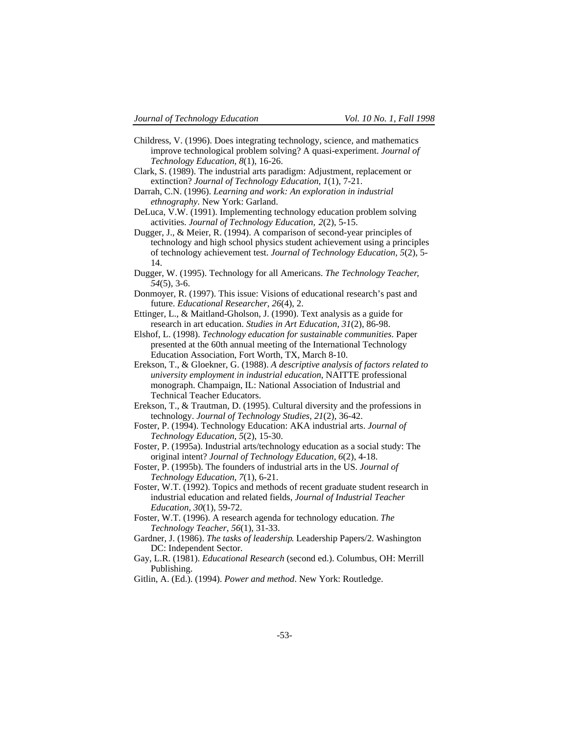Childress, V. (1996). Does integrating technology, science, and mathematics improve technological problem solving? A quasi-experiment. *Journal of Technology Education, 8*(1), 16-26.

Clark, S. (1989). The industrial arts paradigm: Adjustment, replacement or extinction? *Journal of Technology Education, 1*(1), 7-21.

Darrah, C.N. (1996). *Learning and work: An exploration in industrial ethnography*. New York: Garland.

DeLuca, V.W. (1991). Implementing technology education problem solving activities. *Journal of Technology Education, 2*(2), 5-15.

Dugger, J., & Meier, R. (1994). A comparison of second-year principles of technology and high school physics student achievement using a principles of technology achievement test. *Journal of Technology Education, 5*(2), 5-14.

Dugger, W. (1995). Technology for all Americans. *The Technology Teacher, 54*(5), 3-6.

Donmoyer, R. (1997). This issue: Visions of educational research's past and future. *Educational Researcher, 26*(4), 2.

Ettinger, L., & Maitland-Gholson, J. (1990). Text analysis as a guide for research in art education. *Studies in Art Education, 31*(2), 86-98.

Elshof, L. (1998). *Technology education for sustainable communities*. Paper presented at the 60th annual meeting of the International Technology Education Association, Fort Worth, TX, March 8-10.

Erekson, T., & Gloekner, G. (1988). *A descriptive analysis of factors related to university employment in industrial education*, NAITTE professional monograph. Champaign, IL: National Association of Industrial and Technical Teacher Educators.

Erekson, T., & Trautman, D. (1995). Cultural diversity and the professions in technology. *Journal of Technology Studies, 21*(2), 36-42.

Foster, P. (1994). Technology Education: AKA industrial arts. *Journal of Technology Education, 5*(2), 15-30.

Foster, P. (1995a). Industrial arts/technology education as a social study: The original intent? *Journal of Technology Education, 6*(2), 4-18.

Foster, P. (1995b). The founders of industrial arts in the US. *Journal of Technology Education, 7*(1), 6-21.

Foster, W.T. (1992). Topics and methods of recent graduate student research in industrial education and related fields, *Journal of Industrial Teacher Education, 30*(1), 59-72.

Foster, W.T. (1996). A research agenda for technology education. *The Technology Teacher, 56*(1), 31-33.

Gardner, J. (1986). *The tasks of leadership*. Leadership Papers/2. Washington DC: Independent Sector.

Gay, L.R. (1981). *Educational Research* (second ed.). Columbus, OH: Merrill Publishing.

Gitlin, A. (Ed.). (1994). *Power and method*. New York: Routledge.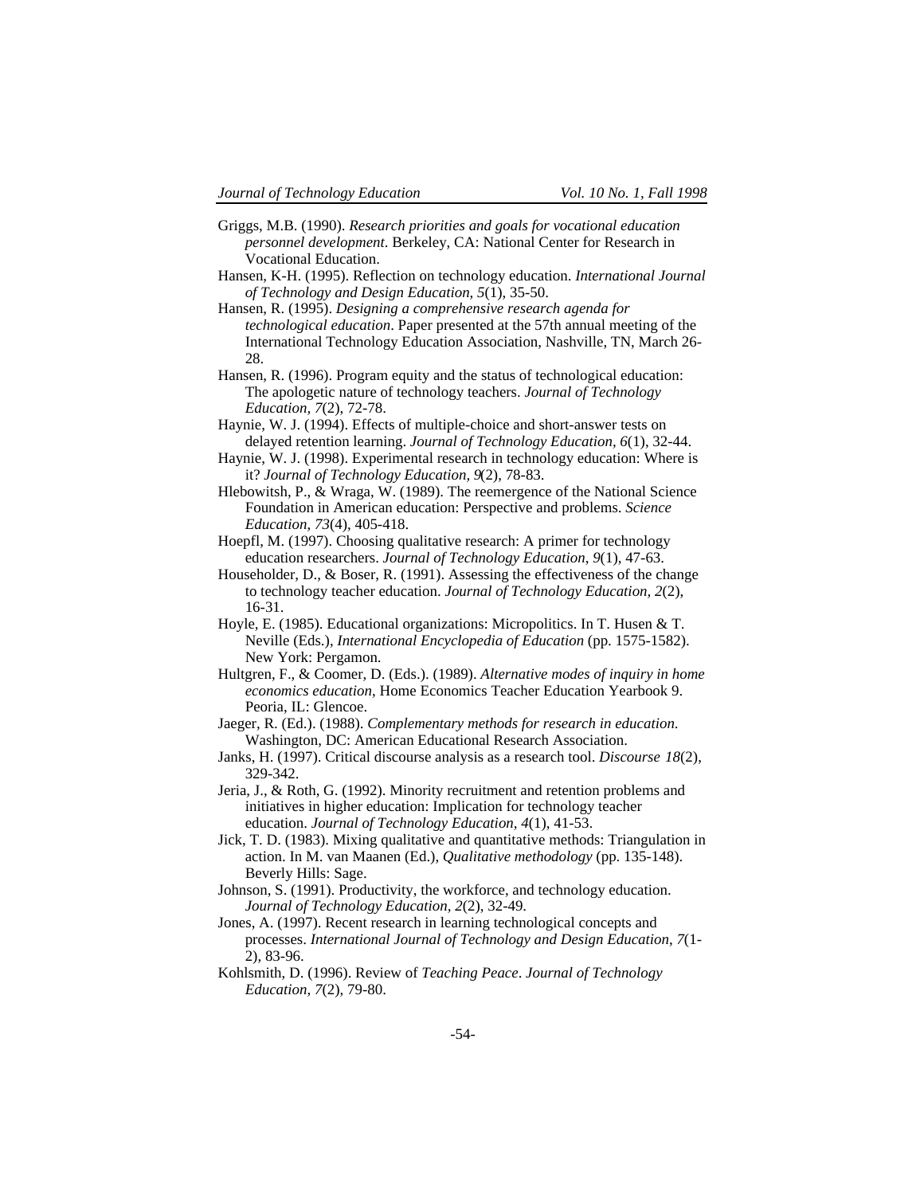Griggs, M.B. (1990). *Research priorities and goals for vocational education personnel development*. Berkeley, CA: National Center for Research in Vocational Education.

Hansen, K-H. (1995). Reflection on technology education. *International Journal of Technology and Design Education*, *5*(1), 35-50.

Hansen, R. (1995). *Designing a comprehensive research agenda for technological education*. Paper presented at the 57th annual meeting of the International Technology Education Association, Nashville, TN, March 26-28.

Hansen, R. (1996). Program equity and the status of technological education: The apologetic nature of technology teachers. *Journal of Technology Education, 7*(2), 72-78.

Haynie, W. J. (1994). Effects of multiple-choice and short-answer tests on delayed retention learning. *Journal of Technology Education, 6*(1), 32-44.

Haynie, W. J. (1998). Experimental research in technology education: Where is it? *Journal of Technology Education, 9*(2), 78-83.

Hlebowitsh, P., & Wraga, W. (1989). The reemergence of the National Science Foundation in American education: Perspective and problems. *Science Education*, *73*(4), 405-418.

Hoepfl, M. (1997). Choosing qualitative research: A primer for technology education researchers. *Journal of Technology Education*, *9*(1), 47-63.

Householder, D., & Boser, R. (1991). Assessing the effectiveness of the change to technology teacher education. *Journal of Technology Education, 2*(2), 16-31.

Hoyle, E. (1985). Educational organizations: Micropolitics. In T. Husen & T. Neville (Eds.), *International Encyclopedia of Education* (pp. 1575-1582). New York: Pergamon.

Hultgren, F., & Coomer, D. (Eds.). (1989). *Alternative modes of inquiry in home economics education*, Home Economics Teacher Education Yearbook 9. Peoria, IL: Glencoe.

Jaeger, R. (Ed.). (1988). *Complementary methods for research in education*. Washington, DC: American Educational Research Association.

Janks, H. (1997). Critical discourse analysis as a research tool. *Discourse 18*(2), 329-342.

Jeria, J., & Roth, G. (1992). Minority recruitment and retention problems and initiatives in higher education: Implication for technology teacher education. *Journal of Technology Education, 4*(1), 41-53.

Jick, T. D. (1983). Mixing qualitative and quantitative methods: Triangulation in action. In M. van Maanen (Ed.), *Qualitative methodology* (pp. 135-148). Beverly Hills: Sage.

Johnson, S. (1991). Productivity, the workforce, and technology education. *Journal of Technology Education, 2*(2), 32-49.

Jones, A. (1997). Recent research in learning technological concepts and processes. *International Journal of Technology and Design Education*, *7*(1-2), 83-96.

Kohlsmith, D. (1996). Review of *Teaching Peace*. *Journal of Technology Education, 7*(2), 79-80.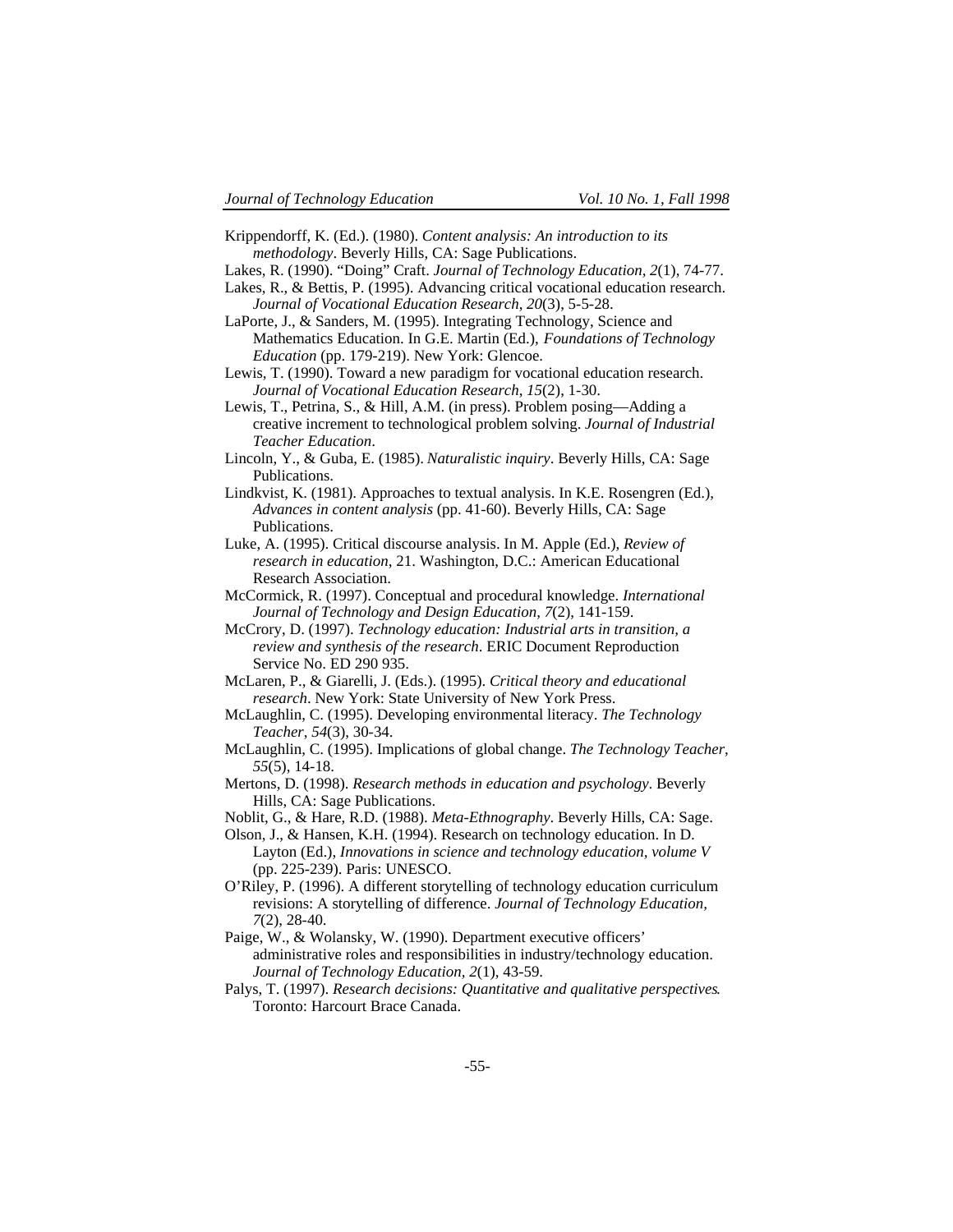Krippendorff, K. (Ed.). (1980). *Content analysis: An introduction to its methodology*. Beverly Hills, CA: Sage Publications.

Lakes, R. (1990). "Doing" Craft. *Journal of Technology Education*, *2*(1), 74-77.

Lakes, R., & Bettis, P. (1995). Advancing critical vocational education research. *Journal of Vocational Education Research*, *20*(3), 5-5-28.

LaPorte, J., & Sanders, M. (1995). Integrating Technology, Science and Mathematics Education. In G.E. Martin (Ed.), *Foundations of Technology Education* (pp. 179-219). New York: Glencoe.

Lewis, T. (1990). Toward a new paradigm for vocational education research. *Journal of Vocational Education Research*, *15*(2), 1-30.

Lewis, T., Petrina, S., & Hill, A.M. (in press). Problem posing—Adding a creative increment to technological problem solving. *Journal of Industrial Teacher Education*.

Lincoln, Y., & Guba, E. (1985). *Naturalistic inquiry*. Beverly Hills, CA: Sage Publications.

Lindkvist, K. (1981). Approaches to textual analysis. In K.E. Rosengren (Ed.), *Advances in content analysis* (pp. 41-60). Beverly Hills, CA: Sage Publications.

Luke, A. (1995). Critical discourse analysis. In M. Apple (Ed.), *Review of research in education*, 21. Washington, D.C.: American Educational Research Association.

McCormick, R. (1997). Conceptual and procedural knowledge. *International Journal of Technology and Design Education*, *7*(2), 141-159.

McCrory, D. (1997). *Technology education: Industrial arts in transition, a review and synthesis of the research*. ERIC Document Reproduction Service No. ED 290 935.

McLaren, P., & Giarelli, J. (Eds.). (1995). *Critical theory and educational research*. New York: State University of New York Press.

McLaughlin, C. (1995). Developing environmental literacy. *The Technology Teacher*, *54*(3), 30-34.

McLaughlin, C. (1995). Implications of global change. *The Technology Teacher*, *55*(5), 14-18.

Mertons, D. (1998). *Research methods in education and psychology*. Beverly Hills, CA: Sage Publications.

Noblit, G., & Hare, R.D. (1988). *Meta-Ethnography*. Beverly Hills, CA: Sage.

Olson, J., & Hansen, K.H. (1994). Research on technology education. In D. Layton (Ed.), *Innovations in science and technology education, volume V* (pp. 225-239). Paris: UNESCO.

O'Riley, P. (1996). A different storytelling of technology education curriculum revisions: A storytelling of difference. *Journal of Technology Education*, *7*(2), 28-40.

Paige, W., & Wolansky, W. (1990). Department executive officers' administrative roles and responsibilities in industry/technology education. *Journal of Technology Education*, *2*(1), 43-59.

Palys, T. (1997). *Research decisions: Quantitative and qualitative perspectives*. Toronto: Harcourt Brace Canada.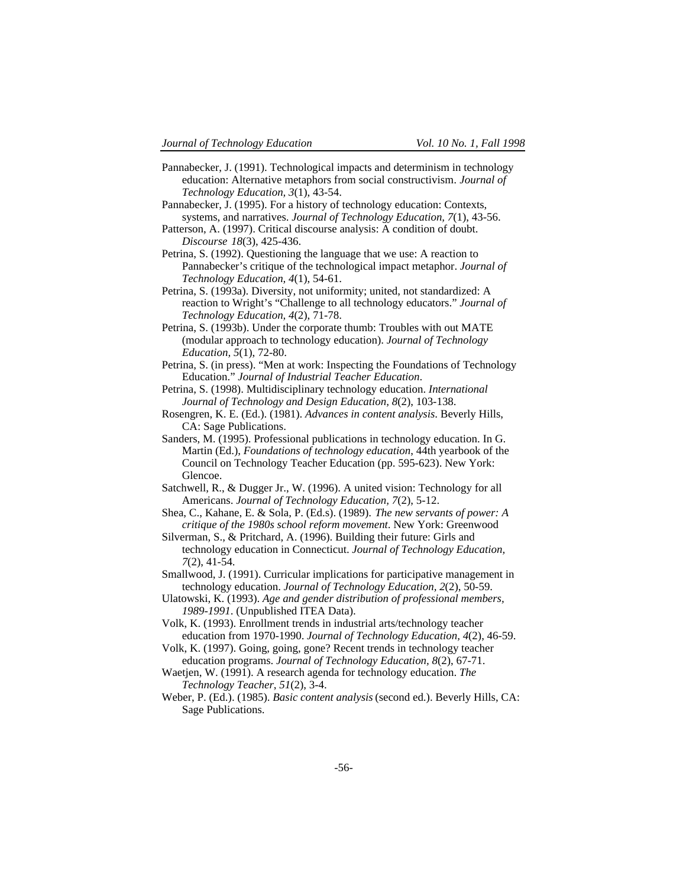Pannabecker, J. (1991). Technological impacts and determinism in technology education: Alternative metaphors from social constructivism. *Journal of Technology Education, 3*(1), 43-54.

Pannabecker, J. (1995). For a history of technology education: Contexts, systems, and narratives. *Journal of Technology Education, 7*(1), 43-56.

Patterson, A. (1997). Critical discourse analysis: A condition of doubt. *Discourse 18*(3), 425-436.

Petrina, S. (1992). Questioning the language that we use: A reaction to Pannabecker's critique of the technological impact metaphor. *Journal of Technology Education, 4*(1), 54-61.

Petrina, S. (1993a). Diversity, not uniformity; united, not standardized: A reaction to Wright's "Challenge to all technology educators." *Journal of Technology Education, 4*(2), 71-78.

Petrina, S. (1993b). Under the corporate thumb: Troubles with out MATE (modular approach to technology education). *Journal of Technology Education, 5*(1), 72-80.

Petrina, S. (in press). "Men at work: Inspecting the Foundations of Technology Education." *Journal of Industrial Teacher Education*.

Petrina, S. (1998). Multidisciplinary technology education. *International Journal of Technology and Design Education, 8*(2), 103-138.

Rosengren, K. E. (Ed.). (1981). *Advances in content analysis*. Beverly Hills, CA: Sage Publications.

Sanders, M. (1995). Professional publications in technology education. In G. Martin (Ed.), *Foundations of technology education*, 44th yearbook of the Council on Technology Teacher Education (pp. 595-623). New York: Glencoe.

Satchwell, R., & Dugger Jr., W. (1996). A united vision: Technology for all Americans. *Journal of Technology Education, 7*(2), 5-12.

Shea, C., Kahane, E. & Sola, P. (Ed.s). (1989). *The new servants of power: A critique of the 1980s school reform movement*. New York: Greenwood

Silverman, S., & Pritchard, A. (1996). Building their future: Girls and technology education in Connecticut. *Journal of Technology Education, 7*(2), 41-54.

Smallwood, J. (1991). Curricular implications for participative management in technology education. *Journal of Technology Education, 2*(2), 50-59.

Ulatowski, K. (1993). *Age and gender distribution of professional members, 1989-1991*. (Unpublished ITEA Data).

Volk, K. (1993). Enrollment trends in industrial arts/technology teacher education from 1970-1990. *Journal of Technology Education, 4*(2), 46-59.

Volk, K. (1997). Going, going, gone? Recent trends in technology teacher education programs. *Journal of Technology Education, 8*(2), 67-71.

Waetjen, W. (1991). A research agenda for technology education. *The Technology Teacher, 51*(2), 3-4.

Weber, P. (Ed.). (1985). *Basic content analysis* (second ed.). Beverly Hills, CA: Sage Publications.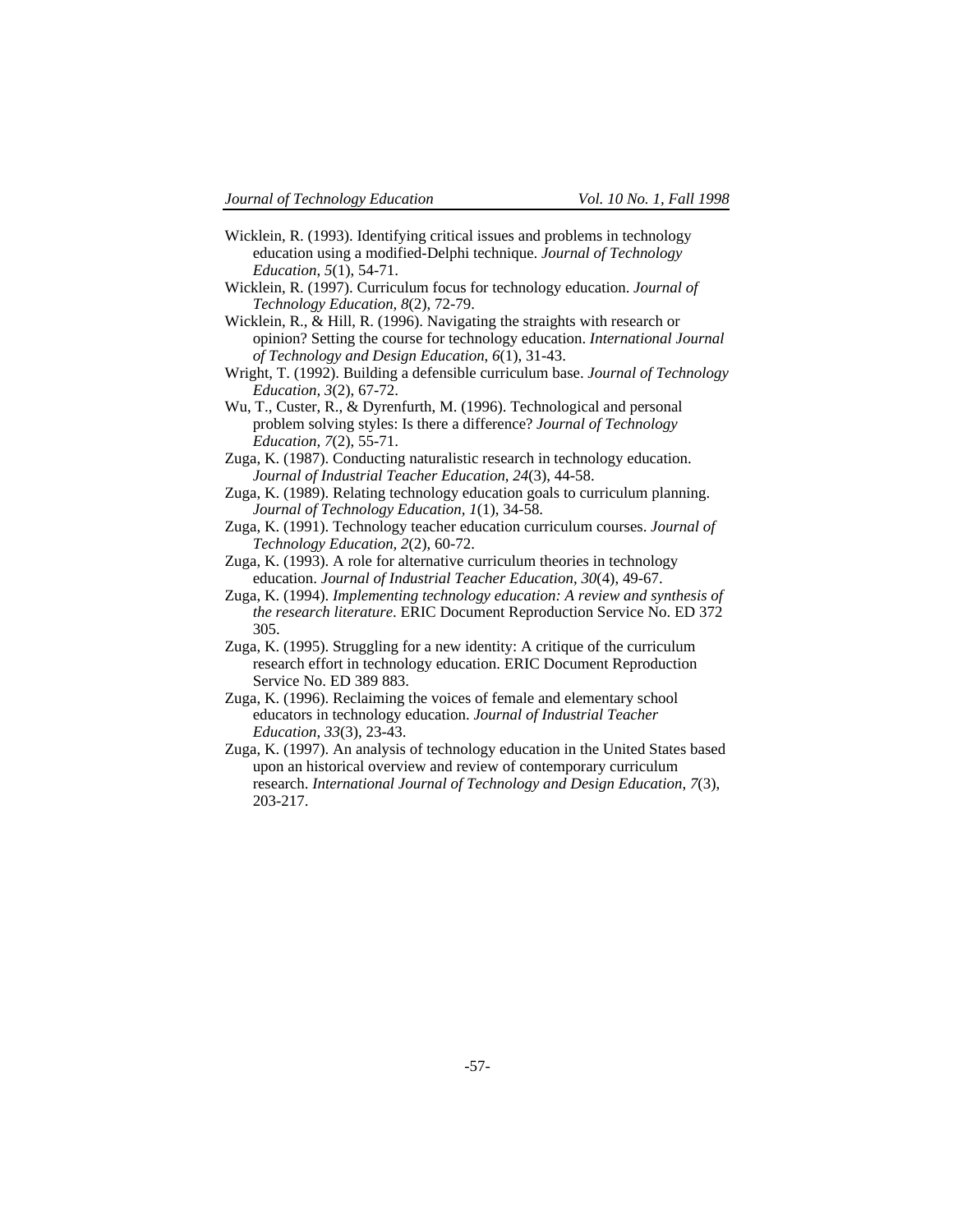Wicklein, R. (1993). Identifying critical issues and problems in technology education using a modified-Delphi technique. *Journal of Technology Education*, *5*(1), 54-71.

Wicklein, R. (1997). Curriculum focus for technology education. *Journal of Technology Education, 8*(2), 72-79.

Wicklein, R., & Hill, R. (1996). Navigating the straights with research or opinion? Setting the course for technology education. *International Journal of Technology and Design Education*, *6*(1), 31-43.

Wright, T. (1992). Building a defensible curriculum base. *Journal of Technology Education, 3*(2), 67-72.

Wu, T., Custer, R., & Dyrenfurth, M. (1996). Technological and personal problem solving styles: Is there a difference? *Journal of Technology Education, 7*(2), 55-71.

Zuga, K. (1987). Conducting naturalistic research in technology education. *Journal of Industrial Teacher Education*, *24*(3), 44-58.

Zuga, K. (1989). Relating technology education goals to curriculum planning. *Journal of Technology Education, 1*(1), 34-58.

Zuga, K. (1991). Technology teacher education curriculum courses. *Journal of Technology Education, 2*(2), 60-72.

Zuga, K. (1993). A role for alternative curriculum theories in technology education. *Journal of Industrial Teacher Education*, *30*(4), 49-67.

Zuga, K. (1994). *Implementing technology education: A review and synthesis of the research literature*. ERIC Document Reproduction Service No. ED 372 305.

Zuga, K. (1995). Struggling for a new identity: A critique of the curriculum research effort in technology education. ERIC Document Reproduction Service No. ED 389 883.

Zuga, K. (1996). Reclaiming the voices of female and elementary school educators in technology education. *Journal of Industrial Teacher Education*, *33*(3), 23-43.

Zuga, K. (1997). An analysis of technology education in the United States based upon an historical overview and review of contemporary curriculum research. *International Journal of Technology and Design Education, 7*(3), 203-217.